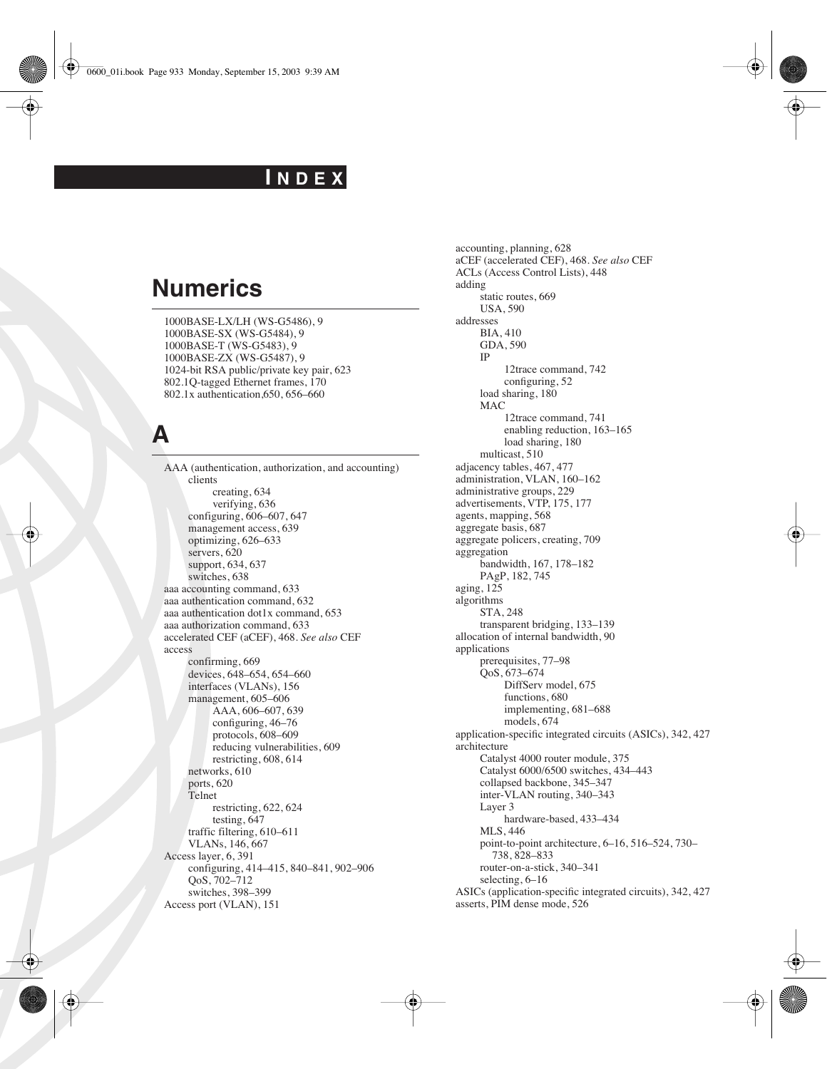# INDEX

## Numerics

1000BASE-LX/LH (WS-G5486), 9
1000BASE-SX (WS-G5484), 9
1000BASE-T (WS-G5483), 9
1000BASE-ZX (WS-G5487), 9
1024-bit RSA public/private key pair, 623
802.1Q-tagged Ethernet frames, 170
802.1x authentication,650, 656–660

## A

AAA (authentication, authorization, and accounting)
- clients
  - creating, 634
  - verifying, 636
- configuring, 606–607, 647
- management access, 639
- optimizing, 626–633
- servers, 620
- support, 634, 637
- switches, 638

aaa accounting command, 633
aaa authentication command, 632
aaa authentication dot1x command, 653
aaa authorization command, 633
accelerated CEF (aCEF), 468. *See also* CEF
access
- confirming, 669
- devices, 648–654, 654–660
- interfaces (VLANs), 156
- management, 605–606
  - AAA, 606–607, 639
  - configuring, 46–76
  - protocols, 608–609
  - reducing vulnerabilities, 609
  - restricting, 608, 614
- networks, 610
- ports, 620
- Telnet
  - restricting, 622, 624
  - testing, 647
- traffic filtering, 610–611
- VLANs, 146, 667

Access layer, 6, 391
- configuring, 414–415, 840–841, 902–906
- QoS, 702–712
- switches, 398–399

Access port (VLAN), 151
accounting, planning, 628
aCEF (accelerated CEF), 468. *See also* CEF
ACLs (Access Control Lists), 448
adding
- static routes, 669
- USA, 590

addresses
- BIA, 410
- GDA, 590
- IP
  - 12trace command, 742
  - configuring, 52
- load sharing, 180
- MAC
  - 12trace command, 741
  - enabling reduction, 163–165
  - load sharing, 180
- multicast, 510

adjacency tables, 467, 477
administration, VLAN, 160–162
administrative groups, 229
advertisements, VTP, 175, 177
agents, mapping, 568
aggregate basis, 687
aggregate policers, creating, 709
aggregation
- bandwidth, 167, 178–182
- PAgP, 182, 745

aging, 125
algorithms
- STA, 248
- transparent bridging, 133–139

allocation of internal bandwidth, 90
applications
- prerequisites, 77–98
- QoS, 673–674
  - DiffServ model, 675
  - functions, 680
  - implementing, 681–688
  - models, 674

application-specific integrated circuits (ASICs), 342, 427
architecture
- Catalyst 4000 router module, 375
- Catalyst 6000/6500 switches, 434–443
- collapsed backbone, 345–347
- inter-VLAN routing, 340–343
- Layer 3
  - hardware-based, 433–434
- MLS, 446
- point-to-point architecture, 6–16, 516–524, 730–738, 828–833
- router-on-a-stick, 340–341
- selecting, 6–16

ASICs (application-specific integrated circuits), 342, 427
asserts, PIM dense mode, 526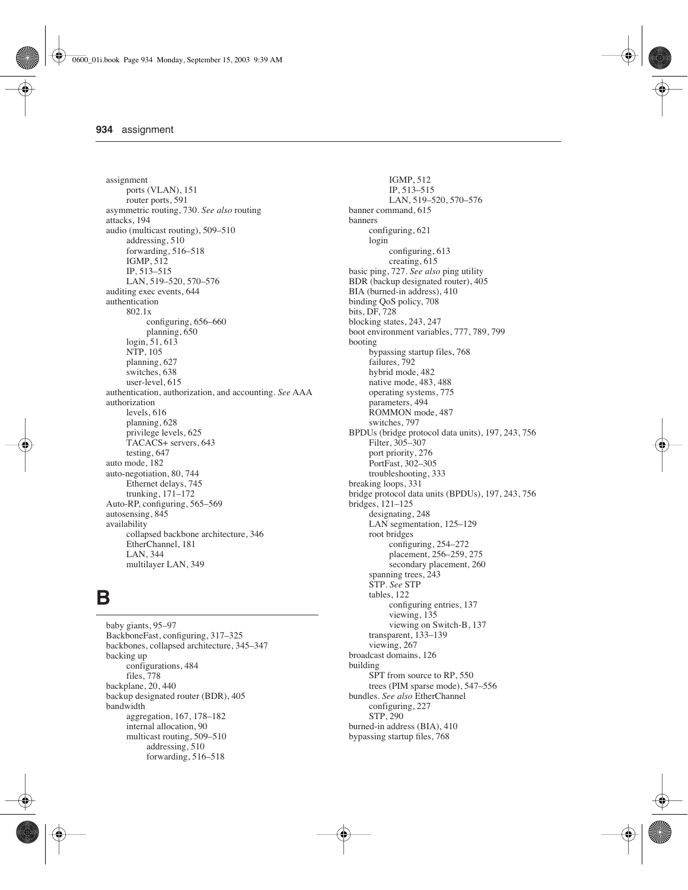assignment
- ports (VLAN), 151
- router ports, 591

asymmetric routing, 730. *See also* routing
attacks, 194
audio (multicast routing), 509–510
- addressing, 510
- forwarding, 516–518
- IGMP, 512
- IP, 513–515
- LAN, 519–520, 570–576

auditing exec events, 644
authentication
- 802.1x
  - configuring, 656–660
  - planning, 650
- login, 51, 613
- NTP, 105
- planning, 627
- switches, 638
- user-level, 615

authentication, authorization, and accounting. *See* AAA
authorization
- levels, 616
- planning, 628
- privilege levels, 625
- TACACS+ servers, 643
- testing, 647

auto mode, 182
auto-negotiation, 80, 744
- Ethernet delays, 745
- trunking, 171–172

Auto-RP, configuring, 565–569
autosensing, 845
availability
- collapsed backbone architecture, 346
- EtherChannel, 181
- LAN, 344
- multilayer LAN, 349

# B

baby giants, 95–97
BackboneFast, configuring, 317–325
backbones, collapsed architecture, 345–347
backing up
- configurations, 484
- files, 778

backplane, 20, 440
backup designated router (BDR), 405
bandwidth
- aggregation, 167, 178–182
- internal allocation, 90
- multicast routing, 509–510
  - addressing, 510
  - forwarding, 516–518
  - IGMP, 512
  - IP, 513–515
  - LAN, 519–520, 570–576

banner command, 615
banners
- configuring, 621
- login
  - configuring, 613
  - creating, 615

basic ping, 727. *See also* ping utility
BDR (backup designated router), 405
BIA (burned-in address), 410
binding QoS policy, 708
bits, DF, 728
blocking states, 243, 247
boot environment variables, 777, 789, 799
booting
- bypassing startup files, 768
- failures, 792
- hybrid mode, 482
- native mode, 483, 488
- operating systems, 775
- parameters, 494
- ROMMON mode, 487
- switches, 797

BPDUs (bridge protocol data units), 197, 243, 756
- Filter, 305–307
- port priority, 276
- PortFast, 302–305
- troubleshooting, 333

breaking loops, 331
bridge protocol data units (BPDUs), 197, 243, 756
bridges, 121–125
- designating, 248
- LAN segmentation, 125–129
- root bridges
  - configuring, 254–272
  - placement, 256–259, 275
  - secondary placement, 260
- spanning trees, 243
- STP. *See* STP
- tables, 122
  - configuring entries, 137
  - viewing, 135
  - viewing on Switch-B, 137
- transparent, 133–139
- viewing, 267

broadcast domains, 126
building
- SPT from source to RP, 550
- trees (PIM sparse mode), 547–556

bundles. *See also* EtherChannel
- configuring, 227
- STP, 290

burned-in address (BIA), 410
bypassing startup files, 768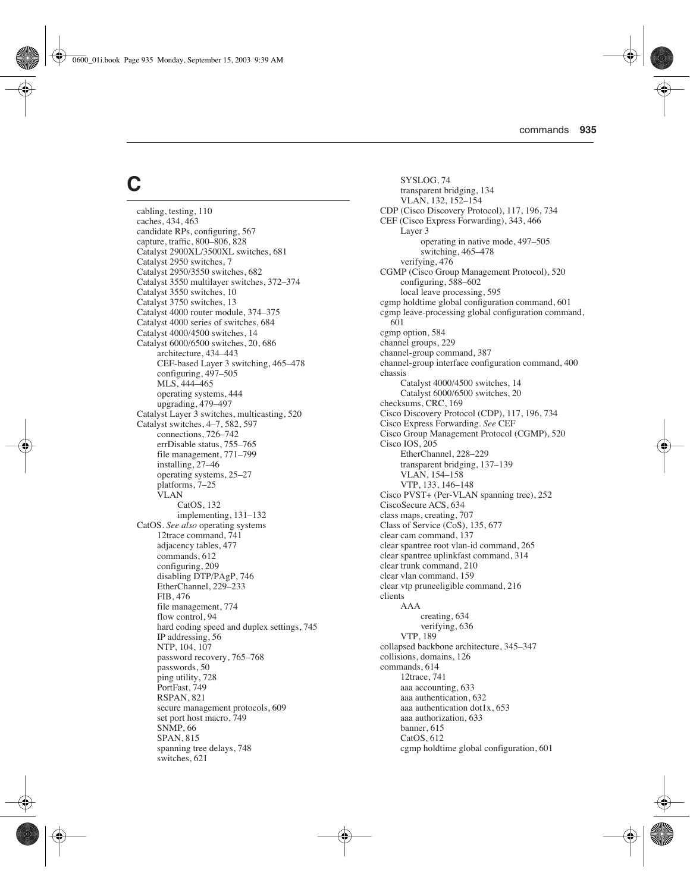# C

cabling, testing, 110
caches, 434, 463
candidate RPs, configuring, 567
capture, traffic, 800–806, 828
Catalyst 2900XL/3500XL switches, 681
Catalyst 2950 switches, 7
Catalyst 2950/3550 switches, 682
Catalyst 3550 multilayer switches, 372–374
Catalyst 3550 switches, 10
Catalyst 3750 switches, 13
Catalyst 4000 router module, 374–375
Catalyst 4000 series of switches, 684
Catalyst 4000/4500 switches, 14
Catalyst 6000/6500 switches, 20, 686
- architecture, 434–443
- CEF-based Layer 3 switching, 465–478
- configuring, 497–505
- MLS, 444–465
- operating systems, 444
- upgrading, 479–497

Catalyst Layer 3 switches, multicasting, 520
Catalyst switches, 4–7, 582, 597
- connections, 726–742
- errDisable status, 755–765
- file management, 771–799
- installing, 27–46
- operating systems, 25–27
- platforms, 7–25
- VLAN
  - CatOS, 132
  - implementing, 131–132

CatOS. *See also* operating systems
- 12trace command, 741
- adjacency tables, 477
- commands, 612
- configuring, 209
- disabling DTP/PAgP, 746
- EtherChannel, 229–233
- FIB, 476
- file management, 774
- flow control, 94
- hard coding speed and duplex settings, 745
- IP addressing, 56
- NTP, 104, 107
- password recovery, 765–768
- passwords, 50
- ping utility, 728
- PortFast, 749
- RSPAN, 821
- secure management protocols, 609
- set port host macro, 749
- SNMP, 66
- SPAN, 815
- spanning tree delays, 748
- switches, 621
- SYSLOG, 74
- transparent bridging, 134
- VLAN, 132, 152–154

CDP (Cisco Discovery Protocol), 117, 196, 734
CEF (Cisco Express Forwarding), 343, 466
- Layer 3
  - operating in native mode, 497–505
  - switching, 465–478
- verifying, 476

CGMP (Cisco Group Management Protocol), 520
- configuring, 588–602
- local leave processing, 595

cgmp holdtime global configuration command, 601
cgmp leave-processing global configuration command, 601
cgmp option, 584
channel groups, 229
channel-group command, 387
channel-group interface configuration command, 400
chassis
- Catalyst 4000/4500 switches, 14
- Catalyst 6000/6500 switches, 20

checksums, CRC, 169
Cisco Discovery Protocol (CDP), 117, 196, 734
Cisco Express Forwarding. *See* CEF
Cisco Group Management Protocol (CGMP), 520
Cisco IOS, 205
- EtherChannel, 228–229
- transparent bridging, 137–139
- VLAN, 154–158
- VTP, 133, 146–148

Cisco PVST+ (Per-VLAN spanning tree), 252
CiscoSecure ACS, 634
class maps, creating, 707
Class of Service (CoS), 135, 677
clear cam command, 137
clear spantree root vlan-id command, 265
clear spantree uplinkfast command, 314
clear trunk command, 210
clear vlan command, 159
clear vtp pruneeligible command, 216
clients
- AAA
  - creating, 634
  - verifying, 636
- VTP, 189

collapsed backbone architecture, 345–347
collisions, domains, 126
commands, 614
- 12trace, 741
- aaa accounting, 633
- aaa authentication, 632
- aaa authentication dot1x, 653
- aaa authorization, 633
- banner, 615
- CatOS, 612
- cgmp holdtime global configuration, 601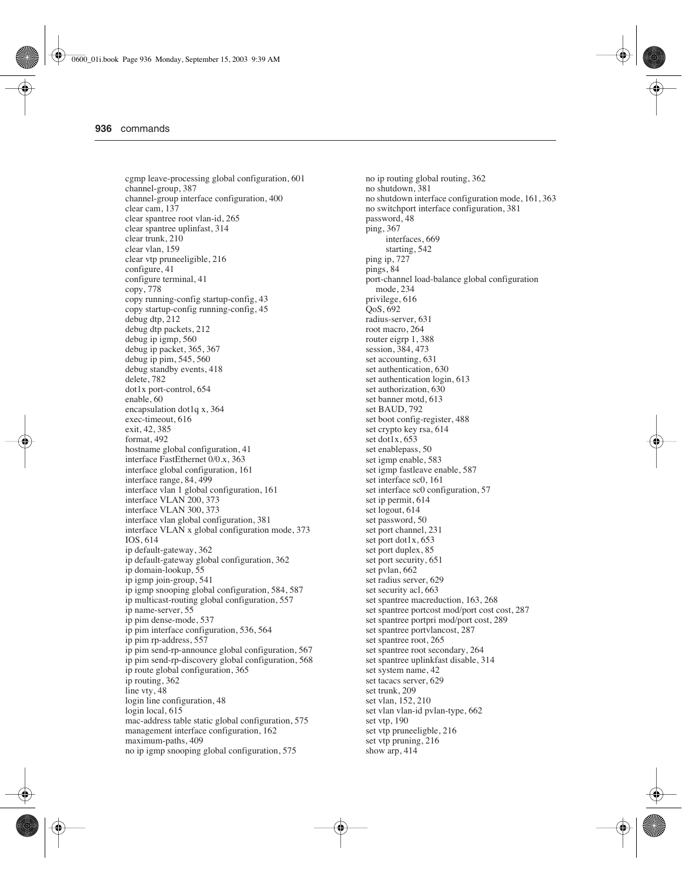cgmp leave-processing global configuration, 601
channel-group, 387
channel-group interface configuration, 400
clear cam, 137
clear spantree root vlan-id, 265
clear spantree uplinfast, 314
clear trunk, 210
clear vlan, 159
clear vtp pruneeligible, 216
configure, 41
configure terminal, 41
copy, 778
copy running-config startup-config, 43
copy startup-config running-config, 45
debug dtp, 212
debug dtp packets, 212
debug ip igmp, 560
debug ip packet, 365, 367
debug ip pim, 545, 560
debug standby events, 418
delete, 782
dot1x port-control, 654
enable, 60
encapsulation dot1q x, 364
exec-timeout, 616
exit, 42, 385
format, 492
hostname global configuration, 41
interface FastEthernet 0/0.x, 363
interface global configuration, 161
interface range, 84, 499
interface vlan 1 global configuration, 161
interface VLAN 200, 373
interface VLAN 300, 373
interface vlan global configuration, 381
interface VLAN x global configuration mode, 373
IOS, 614
ip default-gateway, 362
ip default-gateway global configuration, 362
ip domain-lookup, 55
ip igmp join-group, 541
ip igmp snooping global configuration, 584, 587
ip multicast-routing global configuration, 557
ip name-server, 55
ip pim dense-mode, 537
ip pim interface configuration, 536, 564
ip pim rp-address, 557
ip pim send-rp-announce global configuration, 567
ip pim send-rp-discovery global configuration, 568
ip route global configuration, 365
ip routing, 362
line vty, 48
login line configuration, 48
login local, 615
mac-address table static global configuration, 575
management interface configuration, 162
maximum-paths, 409
no ip igmp snooping global configuration, 575
no ip routing global routing, 362
no shutdown, 381
no shutdown interface configuration mode, 161, 363
no switchport interface configuration, 381
password, 48
ping, 367
    interfaces, 669
    starting, 542
ping ip, 727
pings, 84
port-channel load-balance global configuration mode, 234
privilege, 616
QoS, 692
radius-server, 631
root macro, 264
router eigrp 1, 388
session, 384, 473
set accounting, 631
set authentication, 630
set authentication login, 613
set authorization, 630
set banner motd, 613
set BAUD, 792
set boot config-register, 488
set crypto key rsa, 614
set dot1x, 653
set enablepass, 50
set igmp enable, 583
set igmp fastleave enable, 587
set interface sc0, 161
set interface sc0 configuration, 57
set ip permit, 614
set logout, 614
set password, 50
set port channel, 231
set port dot1x, 653
set port duplex, 85
set port security, 651
set pvlan, 662
set radius server, 629
set security acl, 663
set spantree macreduction, 163, 268
set spantree portcost mod/port cost cost, 287
set spantree portpri mod/port cost, 289
set spantree portvlancost, 287
set spantree root, 265
set spantree root secondary, 264
set spantree uplinkfast disable, 314
set system name, 42
set tacacs server, 629
set trunk, 209
set vlan, 152, 210
set vlan vlan-id pvlan-type, 662
set vtp, 190
set vtp pruneeligble, 216
set vtp pruning, 216
show arp, 414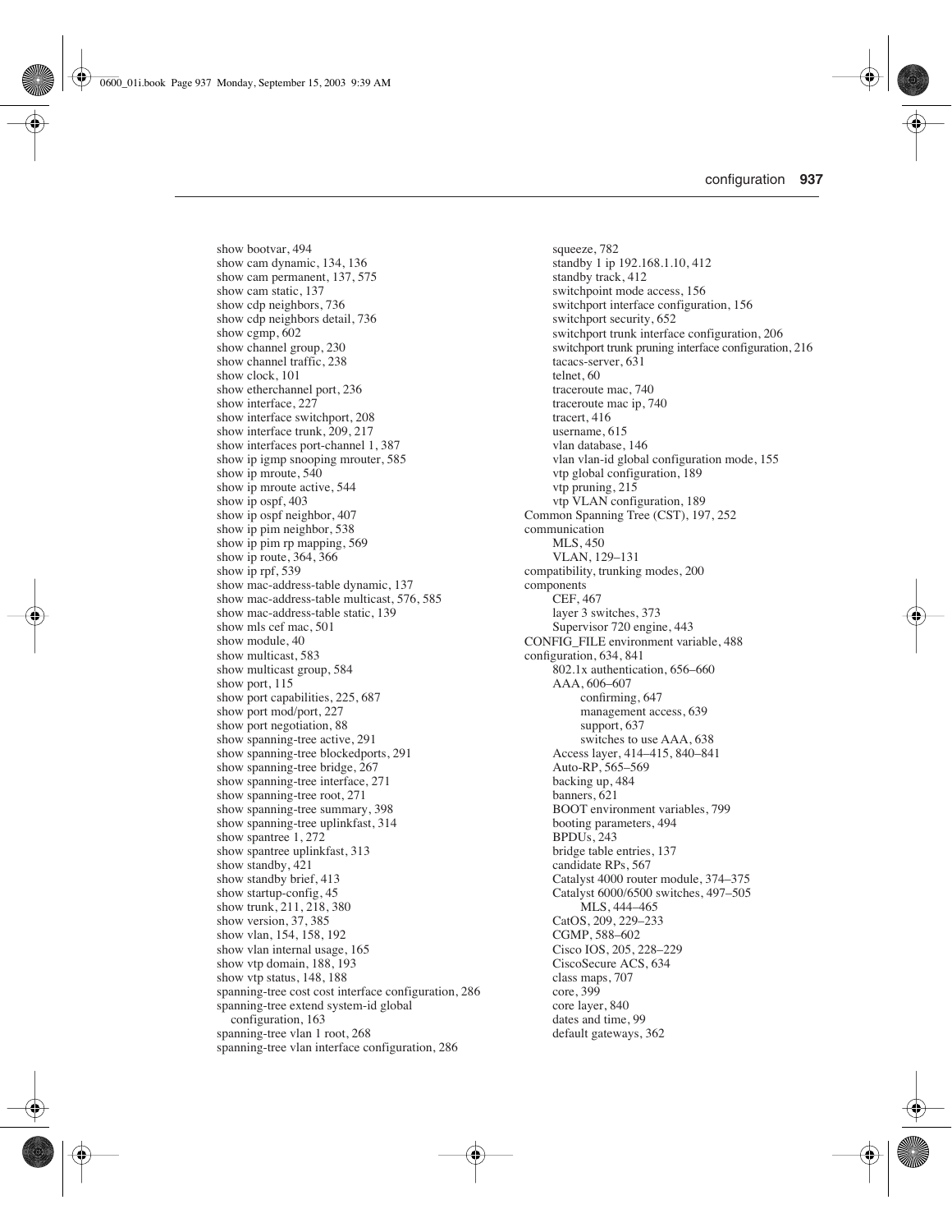show bootvar, 494
show cam dynamic, 134, 136
show cam permanent, 137, 575
show cam static, 137
show cdp neighbors, 736
show cdp neighbors detail, 736
show cgmp, 602
show channel group, 230
show channel traffic, 238
show clock, 101
show etherchannel port, 236
show interface, 227
show interface switchport, 208
show interface trunk, 209, 217
show interfaces port-channel 1, 387
show ip igmp snooping mrouter, 585
show ip mroute, 540
show ip mroute active, 544
show ip ospf, 403
show ip ospf neighbor, 407
show ip pim neighbor, 538
show ip pim rp mapping, 569
show ip route, 364, 366
show ip rpf, 539
show mac-address-table dynamic, 137
show mac-address-table multicast, 576, 585
show mac-address-table static, 139
show mls cef mac, 501
show module, 40
show multicast, 583
show multicast group, 584
show port, 115
show port capabilities, 225, 687
show port mod/port, 227
show port negotiation, 88
show spanning-tree active, 291
show spanning-tree blockedports, 291
show spanning-tree bridge, 267
show spanning-tree interface, 271
show spanning-tree root, 271
show spanning-tree summary, 398
show spanning-tree uplinkfast, 314
show spantree 1, 272
show spantree uplinkfast, 313
show standby, 421
show standby brief, 413
show startup-config, 45
show trunk, 211, 218, 380
show version, 37, 385
show vlan, 154, 158, 192
show vlan internal usage, 165
show vtp domain, 188, 193
show vtp status, 148, 188
spanning-tree cost cost interface configuration, 286
spanning-tree extend system-id global configuration, 163
spanning-tree vlan 1 root, 268
spanning-tree vlan interface configuration, 286
squeeze, 782
standby 1 ip 192.168.1.10, 412
standby track, 412
switchpoint mode access, 156
switchport interface configuration, 156
switchport security, 652
switchport trunk interface configuration, 206
switchport trunk pruning interface configuration, 216
tacacs-server, 631
telnet, 60
traceroute mac, 740
traceroute mac ip, 740
tracert, 416
username, 615
vlan database, 146
vlan vlan-id global configuration mode, 155
vtp global configuration, 189
vtp pruning, 215
vtp VLAN configuration, 189

Common Spanning Tree (CST), 197, 252
communication
- MLS, 450
- VLAN, 129–131

compatibility, trunking modes, 200
components
- CEF, 467
- layer 3 switches, 373
- Supervisor 720 engine, 443

CONFIG_FILE environment variable, 488
configuration, 634, 841
- 802.1x authentication, 656–660
- AAA, 606–607
  - confirming, 647
  - management access, 639
  - support, 637
  - switches to use AAA, 638
- Access layer, 414–415, 840–841
- Auto-RP, 565–569
- backing up, 484
- banners, 621
- BOOT environment variables, 799
- booting parameters, 494
- BPDUs, 243
- bridge table entries, 137
- candidate RPs, 567
- Catalyst 4000 router module, 374–375
- Catalyst 6000/6500 switches, 497–505
  - MLS, 444–465
- CatOS, 209, 229–233
- CGMP, 588–602
- Cisco IOS, 205, 228–229
- CiscoSecure ACS, 634
- class maps, 707
- core, 399
- core layer, 840
- dates and time, 99
- default gateways, 362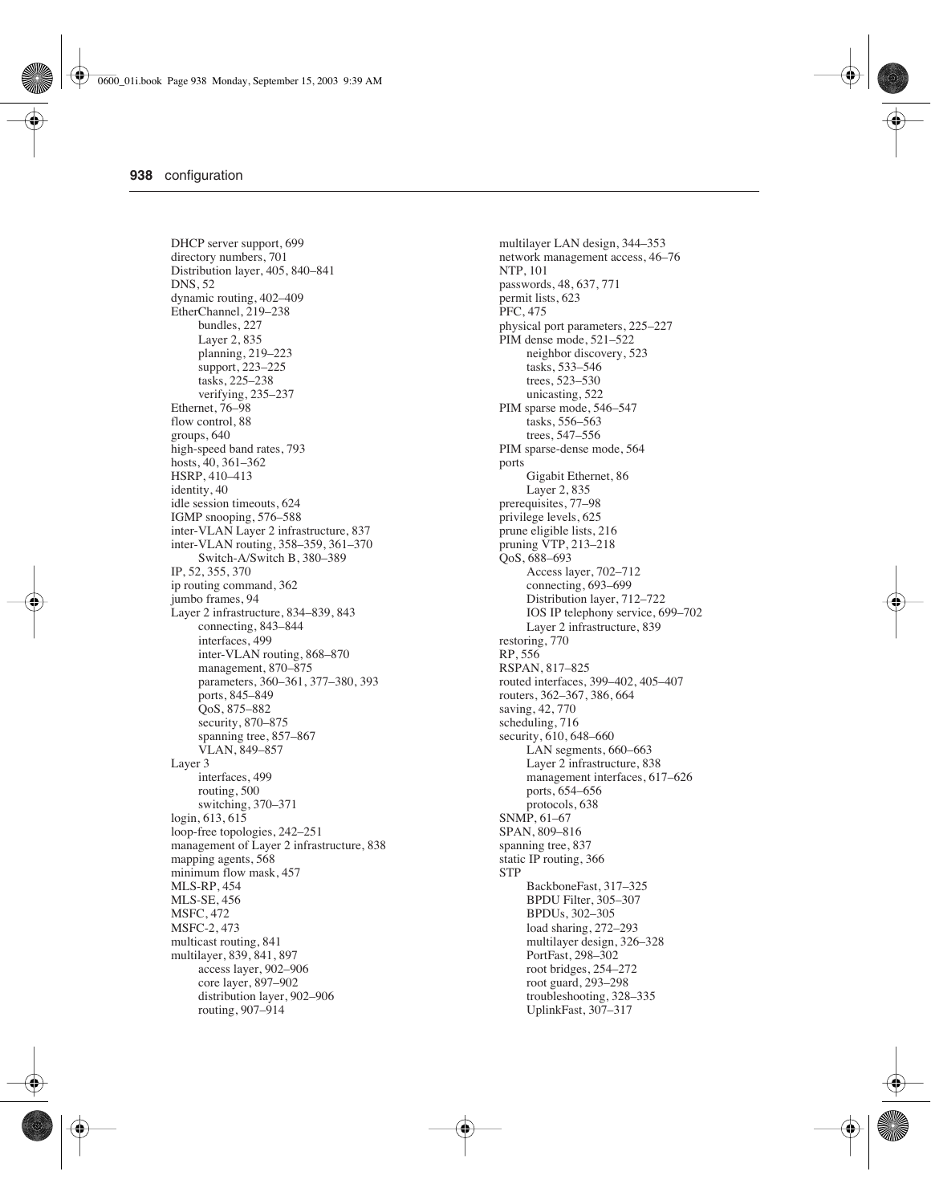DHCP server support, 699
directory numbers, 701
Distribution layer, 405, 840–841
DNS, 52
dynamic routing, 402–409
EtherChannel, 219–238
    bundles, 227
    Layer 2, 835
    planning, 219–223
    support, 223–225
    tasks, 225–238
    verifying, 235–237
Ethernet, 76–98
flow control, 88
groups, 640
high-speed band rates, 793
hosts, 40, 361–362
HSRP, 410–413
identity, 40
idle session timeouts, 624
IGMP snooping, 576–588
inter-VLAN Layer 2 infrastructure, 837
inter-VLAN routing, 358–359, 361–370
    Switch-A/Switch B, 380–389
IP, 52, 355, 370
ip routing command, 362
jumbo frames, 94
Layer 2 infrastructure, 834–839, 843
    connecting, 843–844
    interfaces, 499
    inter-VLAN routing, 868–870
    management, 870–875
    parameters, 360–361, 377–380, 393
    ports, 845–849
    QoS, 875–882
    security, 870–875
    spanning tree, 857–867
    VLAN, 849–857
Layer 3
    interfaces, 499
    routing, 500
    switching, 370–371
login, 613, 615
loop-free topologies, 242–251
management of Layer 2 infrastructure, 838
mapping agents, 568
minimum flow mask, 457
MLS-RP, 454
MLS-SE, 456
MSFC, 472
MSFC-2, 473
multicast routing, 841
multilayer, 839, 841, 897
    access layer, 902–906
    core layer, 897–902
    distribution layer, 902–906
    routing, 907–914
multilayer LAN design, 344–353
network management access, 46–76
NTP, 101
passwords, 48, 637, 771
permit lists, 623
PFC, 475
physical port parameters, 225–227
PIM dense mode, 521–522
    neighbor discovery, 523
    tasks, 533–546
    trees, 523–530
    unicasting, 522
PIM sparse mode, 546–547
    tasks, 556–563
    trees, 547–556
PIM sparse-dense mode, 564
ports
    Gigabit Ethernet, 86
    Layer 2, 835
prerequisites, 77–98
privilege levels, 625
prune eligible lists, 216
pruning VTP, 213–218
QoS, 688–693
    Access layer, 702–712
    connecting, 693–699
    Distribution layer, 712–722
    IOS IP telephony service, 699–702
    Layer 2 infrastructure, 839
restoring, 770
RP, 556
RSPAN, 817–825
routed interfaces, 399–402, 405–407
routers, 362–367, 386, 664
saving, 42, 770
scheduling, 716
security, 610, 648–660
    LAN segments, 660–663
    Layer 2 infrastructure, 838
    management interfaces, 617–626
    ports, 654–656
    protocols, 638
SNMP, 61–67
SPAN, 809–816
spanning tree, 837
static IP routing, 366
STP
    BackboneFast, 317–325
    BPDU Filter, 305–307
    BPDUs, 302–305
    load sharing, 272–293
    multilayer design, 326–328
    PortFast, 298–302
    root bridges, 254–272
    root guard, 293–298
    troubleshooting, 328–335
    UplinkFast, 307–317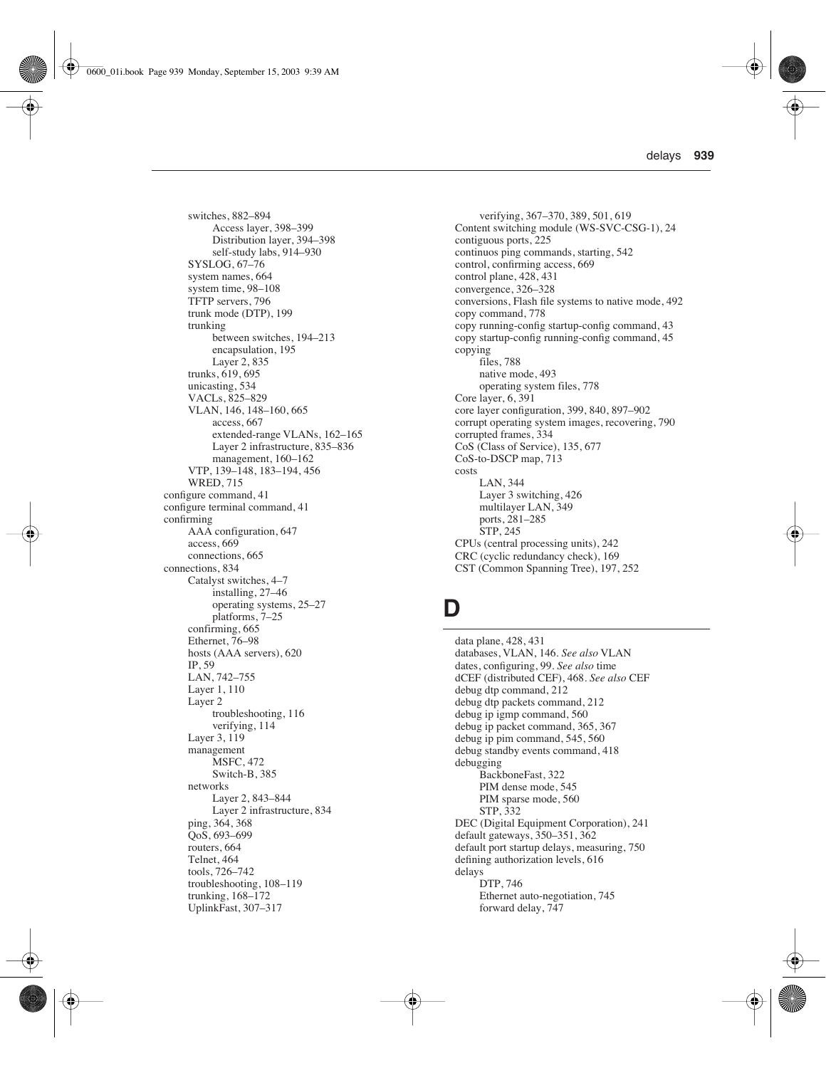switches, 882–894
  Access layer, 398–399
  Distribution layer, 394–398
  self-study labs, 914–930
SYSLOG, 67–76
system names, 664
system time, 98–108
TFTP servers, 796
trunk mode (DTP), 199
trunking
  between switches, 194–213
  encapsulation, 195
  Layer 2, 835
trunks, 619, 695
unicasting, 534
VACLs, 825–829
VLAN, 146, 148–160, 665
  access, 667
  extended-range VLANs, 162–165
  Layer 2 infrastructure, 835–836
  management, 160–162
VTP, 139–148, 183–194, 456
WRED, 715

configure command, 41
configure terminal command, 41
confirming
  AAA configuration, 647
  access, 669
  connections, 665
connections, 834
  Catalyst switches, 4–7
    installing, 27–46
    operating systems, 25–27
    platforms, 7–25
  confirming, 665
  Ethernet, 76–98
  hosts (AAA servers), 620
  IP, 59
  LAN, 742–755
  Layer 1, 110
  Layer 2
    troubleshooting, 116
    verifying, 114
  Layer 3, 119
  management
    MSFC, 472
    Switch-B, 385
  networks
    Layer 2, 843–844
    Layer 2 infrastructure, 834
  ping, 364, 368
  QoS, 693–699
  routers, 664
  Telnet, 464
  tools, 726–742
  troubleshooting, 108–119
  trunking, 168–172
  UplinkFast, 307–317
  verifying, 367–370, 389, 501, 619
Content switching module (WS-SVC-CSG-1), 24
contiguous ports, 225
continuos ping commands, starting, 542
control, confirming access, 669
control plane, 428, 431
convergence, 326–328
conversions, Flash file systems to native mode, 492
copy command, 778
copy running-config startup-config command, 43
copy startup-config running-config command, 45
copying
  files, 788
  native mode, 493
  operating system files, 778
Core layer, 6, 391
core layer configuration, 399, 840, 897–902
corrupt operating system images, recovering, 790
corrupted frames, 334
CoS (Class of Service), 135, 677
CoS-to-DSCP map, 713
costs
  LAN, 344
  Layer 3 switching, 426
  multilayer LAN, 349
  ports, 281–285
  STP, 245
CPUs (central processing units), 242
CRC (cyclic redundancy check), 169
CST (Common Spanning Tree), 197, 252

# D

data plane, 428, 431
databases, VLAN, 146. *See also* VLAN
dates, configuring, 99. *See also* time
dCEF (distributed CEF), 468. *See also* CEF
debug dtp command, 212
debug dtp packets command, 212
debug ip igmp command, 560
debug ip packet command, 365, 367
debug ip pim command, 545, 560
debug standby events command, 418
debugging
  BackboneFast, 322
  PIM dense mode, 545
  PIM sparse mode, 560
  STP, 332
DEC (Digital Equipment Corporation), 241
default gateways, 350–351, 362
default port startup delays, measuring, 750
defining authorization levels, 616
delays
  DTP, 746
  Ethernet auto-negotiation, 745
  forward delay, 747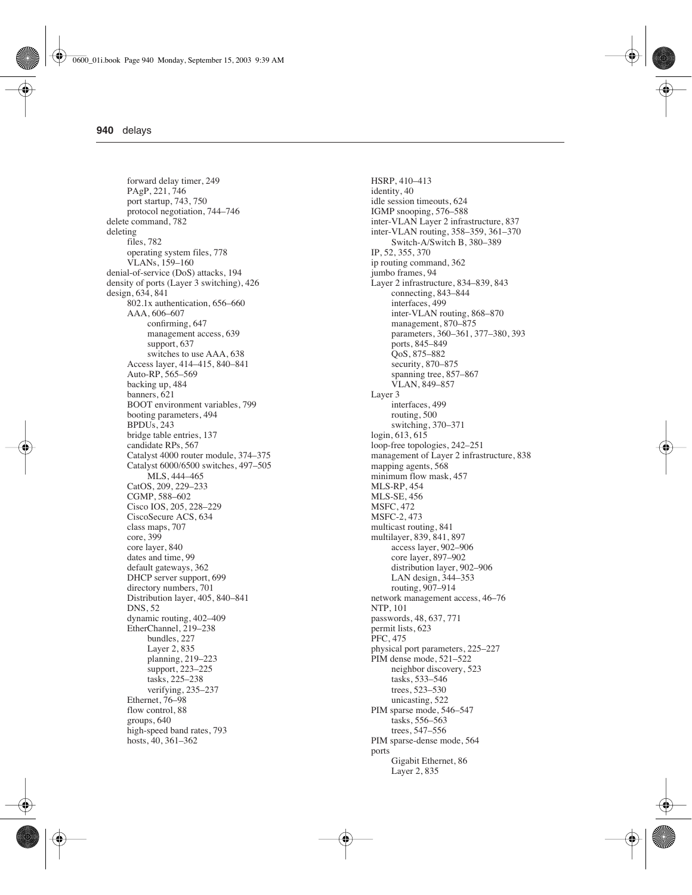forward delay timer, 249
PAgP, 221, 746
port startup, 743, 750
protocol negotiation, 744–746

delete command, 782

deleting
- files, 782
- operating system files, 778
- VLANs, 159–160

denial-of-service (DoS) attacks, 194

density of ports (Layer 3 switching), 426

design, 634, 841
- 802.1x authentication, 656–660
- AAA, 606–607
  - confirming, 647
  - management access, 639
  - support, 637
  - switches to use AAA, 638
- Access layer, 414–415, 840–841
- Auto-RP, 565–569
- backing up, 484
- banners, 621
- BOOT environment variables, 799
- booting parameters, 494
- BPDUs, 243
- bridge table entries, 137
- candidate RPs, 567
- Catalyst 4000 router module, 374–375
- Catalyst 6000/6500 switches, 497–505
  - MLS, 444–465
- CatOS, 209, 229–233
- CGMP, 588–602
- Cisco IOS, 205, 228–229
- CiscoSecure ACS, 634
- class maps, 707
- core, 399
- core layer, 840
- dates and time, 99
- default gateways, 362
- DHCP server support, 699
- directory numbers, 701
- Distribution layer, 405, 840–841
- DNS, 52
- dynamic routing, 402–409
- EtherChannel, 219–238
  - bundles, 227
  - Layer 2, 835
  - planning, 219–223
  - support, 223–225
  - tasks, 225–238
  - verifying, 235–237
- Ethernet, 76–98
- flow control, 88
- groups, 640
- high-speed band rates, 793
- hosts, 40, 361–362
- HSRP, 410–413
- identity, 40
- idle session timeouts, 624
- IGMP snooping, 576–588
- inter-VLAN Layer 2 infrastructure, 837
- inter-VLAN routing, 358–359, 361–370
  - Switch-A/Switch B, 380–389
- IP, 52, 355, 370
- ip routing command, 362
- jumbo frames, 94
- Layer 2 infrastructure, 834–839, 843
  - connecting, 843–844
  - interfaces, 499
  - inter-VLAN routing, 868–870
  - management, 870–875
  - parameters, 360–361, 377–380, 393
  - ports, 845–849
  - QoS, 875–882
  - security, 870–875
  - spanning tree, 857–867
  - VLAN, 849–857
- Layer 3
  - interfaces, 499
  - routing, 500
  - switching, 370–371
- login, 613, 615
- loop-free topologies, 242–251
- management of Layer 2 infrastructure, 838
- mapping agents, 568
- minimum flow mask, 457
- MLS-RP, 454
- MLS-SE, 456
- MSFC, 472
- MSFC-2, 473
- multicast routing, 841
- multilayer, 839, 841, 897
  - access layer, 902–906
  - core layer, 897–902
  - distribution layer, 902–906
  - LAN design, 344–353
  - routing, 907–914
- network management access, 46–76
- NTP, 101
- passwords, 48, 637, 771
- permit lists, 623
- PFC, 475
- physical port parameters, 225–227
- PIM dense mode, 521–522
  - neighbor discovery, 523
  - tasks, 533–546
  - trees, 523–530
  - unicasting, 522
- PIM sparse mode, 546–547
  - tasks, 556–563
  - trees, 547–556
- PIM sparse-dense mode, 564
- ports
  - Gigabit Ethernet, 86
  - Layer 2, 835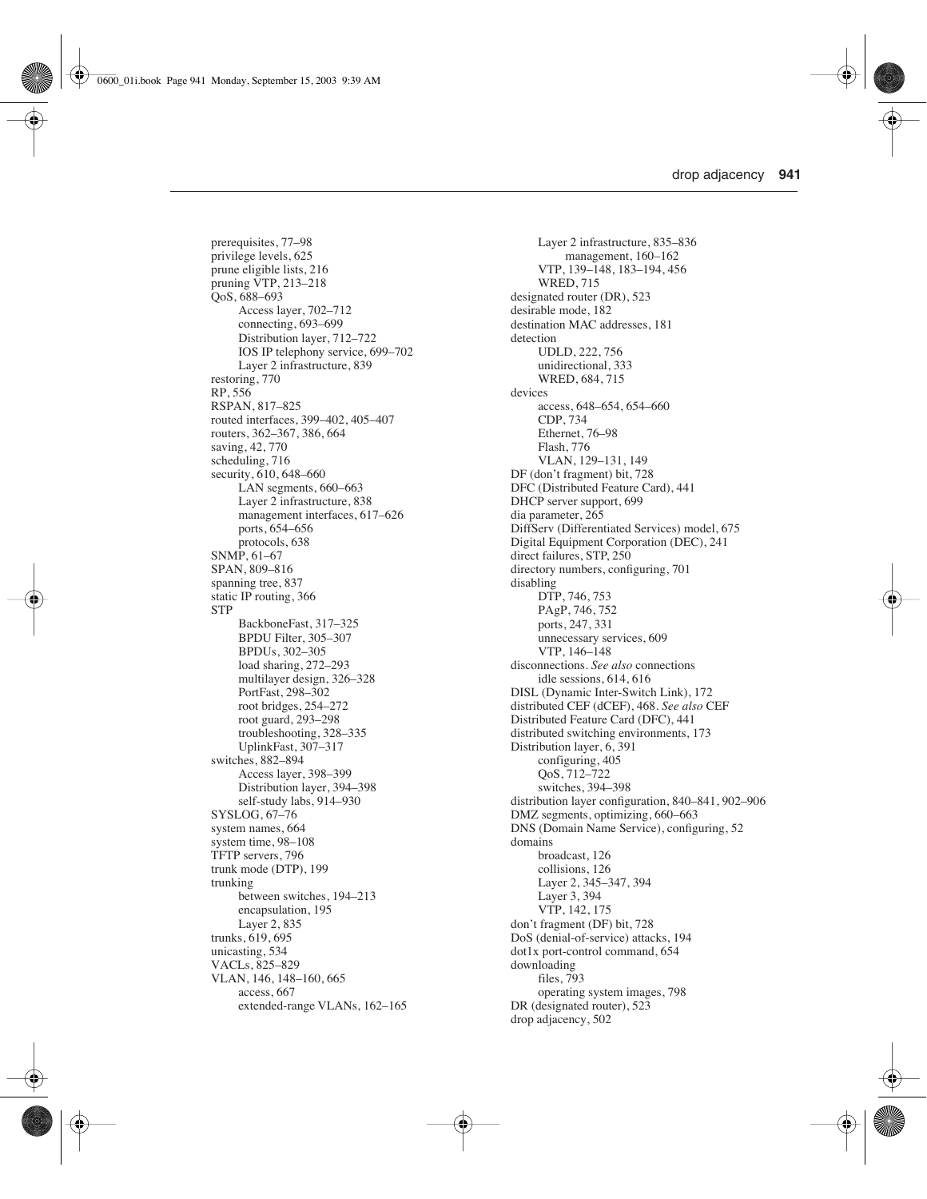prerequisites, 77–98
privilege levels, 625
prune eligible lists, 216
pruning VTP, 213–218
QoS, 688–693
  - Access layer, 702–712
  - connecting, 693–699
  - Distribution layer, 712–722
  - IOS IP telephony service, 699–702
  - Layer 2 infrastructure, 839

restoring, 770
RP, 556
RSPAN, 817–825
routed interfaces, 399–402, 405–407
routers, 362–367, 386, 664
saving, 42, 770
scheduling, 716
security, 610, 648–660
  - LAN segments, 660–663
  - Layer 2 infrastructure, 838
  - management interfaces, 617–626
  - ports, 654–656
  - protocols, 638

SNMP, 61–67
SPAN, 809–816
spanning tree, 837
static IP routing, 366
STP
  - BackboneFast, 317–325
  - BPDU Filter, 305–307
  - BPDUs, 302–305
  - load sharing, 272–293
  - multilayer design, 326–328
  - PortFast, 298–302
  - root bridges, 254–272
  - root guard, 293–298
  - troubleshooting, 328–335
  - UplinkFast, 307–317

switches, 882–894
  - Access layer, 398–399
  - Distribution layer, 394–398
  - self-study labs, 914–930

SYSLOG, 67–76
system names, 664
system time, 98–108
TFTP servers, 796
trunk mode (DTP), 199
trunking
  - between switches, 194–213
  - encapsulation, 195
  - Layer 2, 835

trunks, 619, 695
unicasting, 534
VACLs, 825–829
VLAN, 146, 148–160, 665
  - access, 667
  - extended-range VLANs, 162–165
  - Layer 2 infrastructure, 835–836
    - management, 160–162

VTP, 139–148, 183–194, 456
WRED, 715

designated router (DR), 523
desirable mode, 182
destination MAC addresses, 181
detection
  - UDLD, 222, 756
  - unidirectional, 333
  - WRED, 684, 715

devices
  - access, 648–654, 654–660
  - CDP, 734
  - Ethernet, 76–98
  - Flash, 776
  - VLAN, 129–131, 149

DF (don't fragment) bit, 728
DFC (Distributed Feature Card), 441
DHCP server support, 699
dia parameter, 265
DiffServ (Differentiated Services) model, 675
Digital Equipment Corporation (DEC), 241
direct failures, STP, 250
directory numbers, configuring, 701
disabling
  - DTP, 746, 753
  - PAgP, 746, 752
  - ports, 247, 331
  - unnecessary services, 609
  - VTP, 146–148

disconnections. *See also* connections
  - idle sessions, 614, 616

DISL (Dynamic Inter-Switch Link), 172
distributed CEF (dCEF), 468. *See also* CEF
Distributed Feature Card (DFC), 441
distributed switching environments, 173
Distribution layer, 6, 391
  - configuring, 405
  - QoS, 712–722
  - switches, 394–398

distribution layer configuration, 840–841, 902–906
DMZ segments, optimizing, 660–663
DNS (Domain Name Service), configuring, 52
domains
  - broadcast, 126
  - collisions, 126
  - Layer 2, 345–347, 394
  - Layer 3, 394
  - VTP, 142, 175

don't fragment (DF) bit, 728
DoS (denial-of-service) attacks, 194
dot1x port-control command, 654
downloading
  - files, 793
  - operating system images, 798

DR (designated router), 523
drop adjacency, 502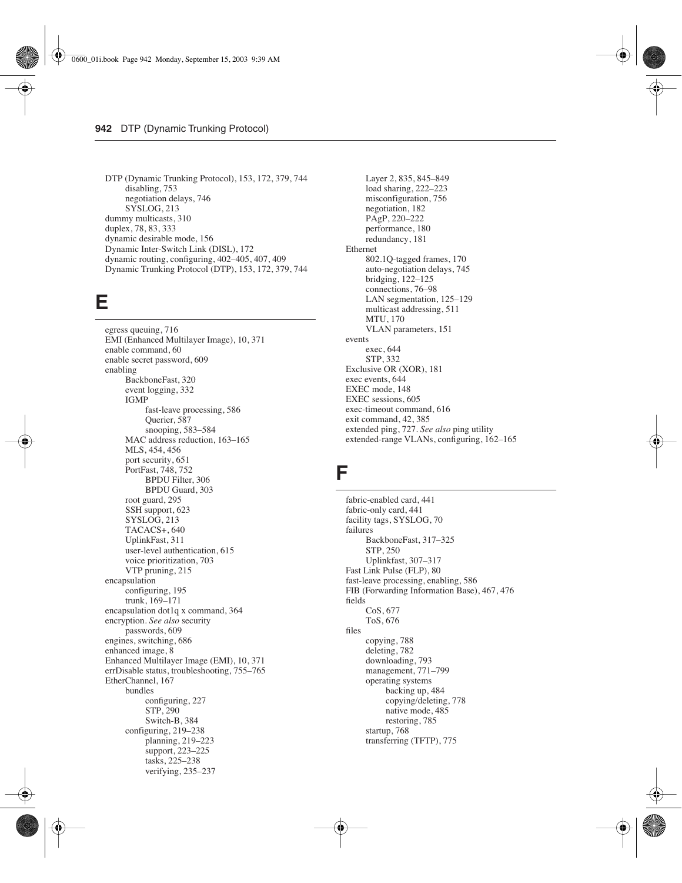DTP (Dynamic Trunking Protocol), 153, 172, 379, 744
- disabling, 753
- negotiation delays, 746
- SYSLOG, 213

dummy multicasts, 310
duplex, 78, 83, 333
dynamic desirable mode, 156
Dynamic Inter-Switch Link (DISL), 172
dynamic routing, configuring, 402–405, 407, 409
Dynamic Trunking Protocol (DTP), 153, 172, 379, 744

# E

egress queuing, 716
EMI (Enhanced Multilayer Image), 10, 371
enable command, 60
enable secret password, 609
enabling
- BackboneFast, 320
- event logging, 332
- IGMP
  - fast-leave processing, 586
  - Querier, 587
  - snooping, 583–584
- MAC address reduction, 163–165
- MLS, 454, 456
- port security, 651
- PortFast, 748, 752
  - BPDU Filter, 306
  - BPDU Guard, 303
- root guard, 295
- SSH support, 623
- SYSLOG, 213
- TACACS+, 640
- UplinkFast, 311
- user-level authentication, 615
- voice prioritization, 703
- VTP pruning, 215

encapsulation
- configuring, 195
- trunk, 169–171

encapsulation dot1q x command, 364
encryption. *See also* security
- passwords, 609

engines, switching, 686
enhanced image, 8
Enhanced Multilayer Image (EMI), 10, 371
errDisable status, troubleshooting, 755–765
EtherChannel, 167
- bundles
  - configuring, 227
  - STP, 290
  - Switch-B, 384
- configuring, 219–238
  - planning, 219–223
  - support, 223–225
  - tasks, 225–238
  - verifying, 235–237
- Layer 2, 835, 845–849
- load sharing, 222–223
- misconfiguration, 756
- negotiation, 182
- PAgP, 220–222
- performance, 180
- redundancy, 181

Ethernet
- 802.1Q-tagged frames, 170
- auto-negotiation delays, 745
- bridging, 122–125
- connections, 76–98
- LAN segmentation, 125–129
- multicast addressing, 511
- MTU, 170
- VLAN parameters, 151

events
- exec, 644
- STP, 332

Exclusive OR (XOR), 181
exec events, 644
EXEC mode, 148
EXEC sessions, 605
exec-timeout command, 616
exit command, 42, 385
extended ping, 727. *See also* ping utility
extended-range VLANs, configuring, 162–165

# F

fabric-enabled card, 441
fabric-only card, 441
facility tags, SYSLOG, 70
failures
- BackboneFast, 317–325
- STP, 250
- Uplinkfast, 307–317

Fast Link Pulse (FLP), 80
fast-leave processing, enabling, 586
FIB (Forwarding Information Base), 467, 476
fields
- CoS, 677
- ToS, 676

files
- copying, 788
- deleting, 782
- downloading, 793
- management, 771–799
- operating systems
  - backing up, 484
  - copying/deleting, 778
  - native mode, 485
  - restoring, 785
- startup, 768
- transferring (TFTP), 775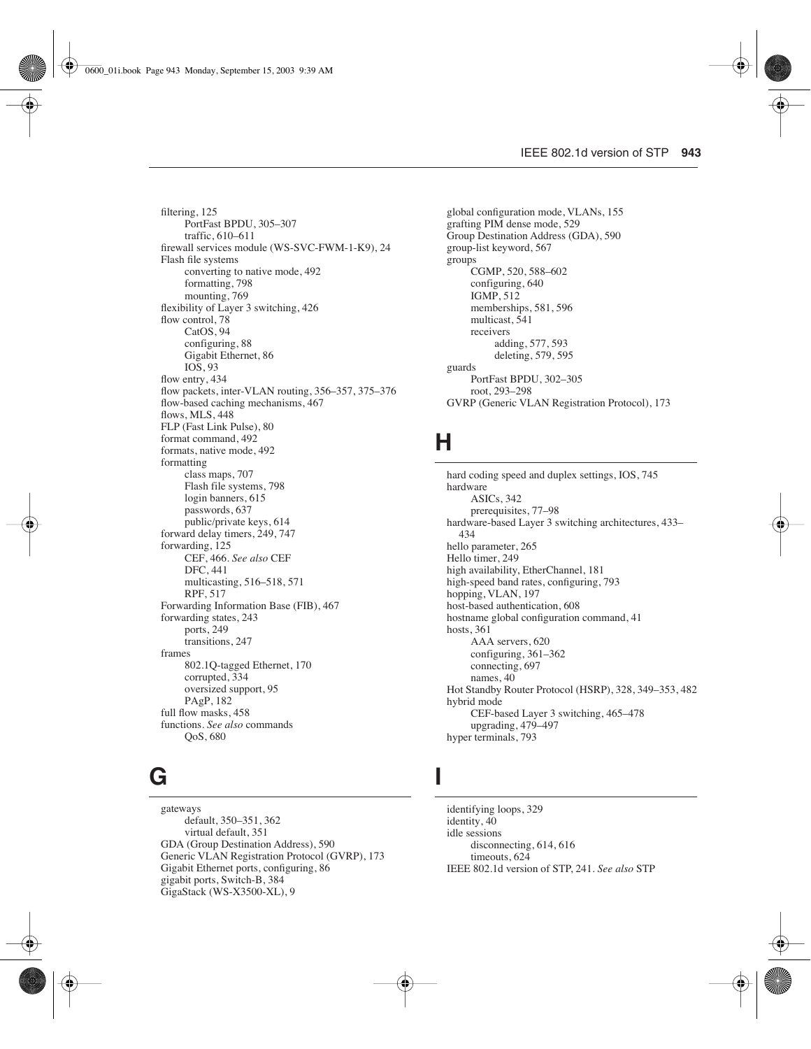filtering, 125
  - PortFast BPDU, 305–307
  - traffic, 610–611

firewall services module (WS-SVC-FWM-1-K9), 24
Flash file systems
  - converting to native mode, 492
  - formatting, 798
  - mounting, 769

flexibility of Layer 3 switching, 426
flow control, 78
  - CatOS, 94
  - configuring, 88
  - Gigabit Ethernet, 86
  - IOS, 93

flow entry, 434
flow packets, inter-VLAN routing, 356–357, 375–376
flow-based caching mechanisms, 467
flows, MLS, 448
FLP (Fast Link Pulse), 80
format command, 492
formats, native mode, 492
formatting
  - class maps, 707
  - Flash file systems, 798
  - login banners, 615
  - passwords, 637
  - public/private keys, 614

forward delay timers, 249, 747
forwarding, 125
  - CEF, 466. *See also* CEF
  - DFC, 441
  - multicasting, 516–518, 571
  - RPF, 517

Forwarding Information Base (FIB), 467
forwarding states, 243
  - ports, 249
  - transitions, 247

frames
  - 802.1Q-tagged Ethernet, 170
  - corrupted, 334
  - oversized support, 95
  - PAgP, 182

full flow masks, 458
functions. *See also* commands
  - QoS, 680

## G

gateways
  - default, 350–351, 362
  - virtual default, 351

GDA (Group Destination Address), 590
Generic VLAN Registration Protocol (GVRP), 173
Gigabit Ethernet ports, configuring, 86
gigabit ports, Switch-B, 384
GigaStack (WS-X3500-XL), 9
global configuration mode, VLANs, 155
grafting PIM dense mode, 529
Group Destination Address (GDA), 590
group-list keyword, 567
groups
  - CGMP, 520, 588–602
  - configuring, 640
  - IGMP, 512
  - memberships, 581, 596
  - multicast, 541
  - receivers
    - adding, 577, 593
    - deleting, 579, 595

guards
  - PortFast BPDU, 302–305
  - root, 293–298

GVRP (Generic VLAN Registration Protocol), 173

## H

hard coding speed and duplex settings, IOS, 745
hardware
  - ASICs, 342
  - prerequisites, 77–98

hardware-based Layer 3 switching architectures, 433–434
hello parameter, 265
Hello timer, 249
high availability, EtherChannel, 181
high-speed band rates, configuring, 793
hopping, VLAN, 197
host-based authentication, 608
hostname global configuration command, 41
hosts, 361
  - AAA servers, 620
  - configuring, 361–362
  - connecting, 697
  - names, 40

Hot Standby Router Protocol (HSRP), 328, 349–353, 482
hybrid mode
  - CEF-based Layer 3 switching, 465–478
  - upgrading, 479–497

hyper terminals, 793

## I

identifying loops, 329
identity, 40
idle sessions
  - disconnecting, 614, 616
  - timeouts, 624

IEEE 802.1d version of STP, 241. *See also* STP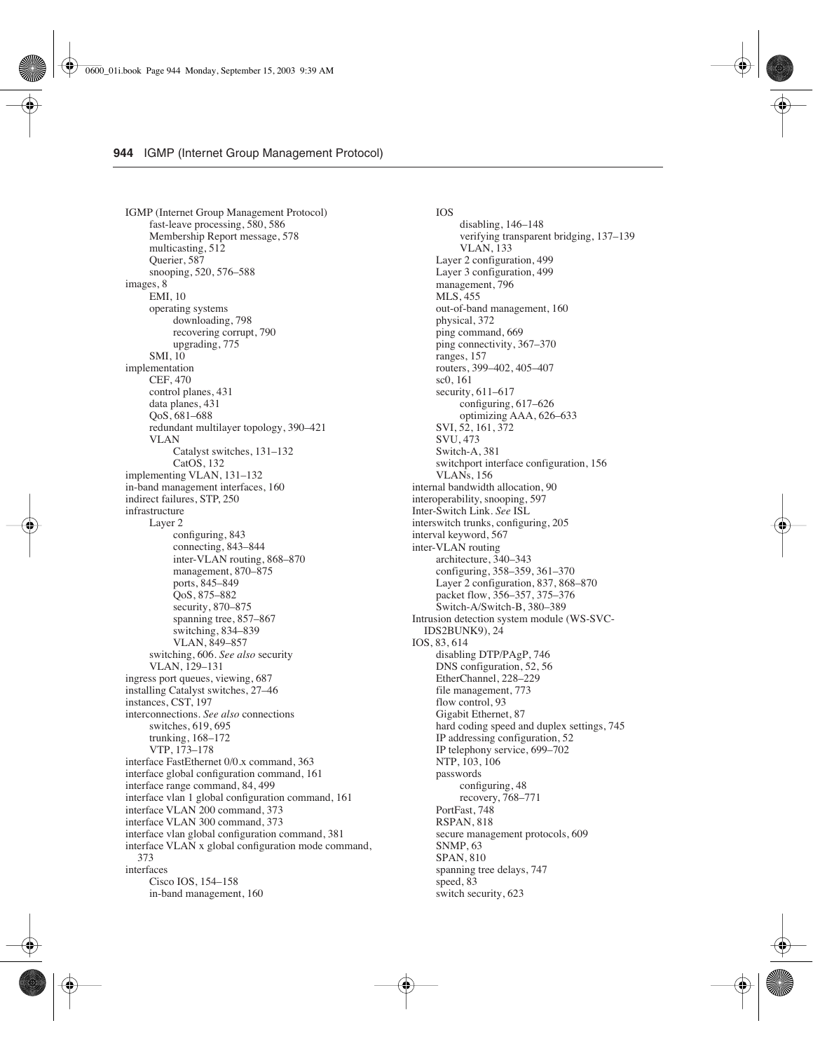IGMP (Internet Group Management Protocol)
    fast-leave processing, 580, 586
    Membership Report message, 578
    multicasting, 512
    Querier, 587
    snooping, 520, 576–588
images, 8
    EMI, 10
    operating systems
        downloading, 798
        recovering corrupt, 790
        upgrading, 775
    SMI, 10
implementation
    CEF, 470
    control planes, 431
    data planes, 431
    QoS, 681–688
    redundant multilayer topology, 390–421
    VLAN
        Catalyst switches, 131–132
        CatOS, 132
implementing VLAN, 131–132
in-band management interfaces, 160
indirect failures, STP, 250
infrastructure
    Layer 2
        configuring, 843
        connecting, 843–844
        inter-VLAN routing, 868–870
        management, 870–875
        ports, 845–849
        QoS, 875–882
        security, 870–875
        spanning tree, 857–867
        switching, 834–839
        VLAN, 849–857
    switching, 606. *See also* security
    VLAN, 129–131
ingress port queues, viewing, 687
installing Catalyst switches, 27–46
instances, CST, 197
interconnections. *See also* connections
    switches, 619, 695
    trunking, 168–172
    VTP, 173–178
interface FastEthernet 0/0.x command, 363
interface global configuration command, 161
interface range command, 84, 499
interface vlan 1 global configuration command, 161
interface VLAN 200 command, 373
interface VLAN 300 command, 373
interface vlan global configuration command, 381
interface VLAN x global configuration mode command, 373
interfaces
    Cisco IOS, 154–158
    in-band management, 160
    IOS
        disabling, 146–148
        verifying transparent bridging, 137–139
        VLAN, 133
    Layer 2 configuration, 499
    Layer 3 configuration, 499
    management, 796
    MLS, 455
    out-of-band management, 160
    physical, 372
    ping command, 669
    ping connectivity, 367–370
    ranges, 157
    routers, 399–402, 405–407
    sc0, 161
    security, 611–617
        configuring, 617–626
        optimizing AAA, 626–633
    SVI, 52, 161, 372
    SVU, 473
    Switch-A, 381
    switchport interface configuration, 156
    VLANs, 156
internal bandwidth allocation, 90
interoperability, snooping, 597
Inter-Switch Link. *See* ISL
interswitch trunks, configuring, 205
interval keyword, 567
inter-VLAN routing
    architecture, 340–343
    configuring, 358–359, 361–370
    Layer 2 configuration, 837, 868–870
    packet flow, 356–357, 375–376
    Switch-A/Switch-B, 380–389
Intrusion detection system module (WS-SVC-IDS2BUNK9), 24
IOS, 83, 614
    disabling DTP/PAgP, 746
    DNS configuration, 52, 56
    EtherChannel, 228–229
    file management, 773
    flow control, 93
    Gigabit Ethernet, 87
    hard coding speed and duplex settings, 745
    IP addressing configuration, 52
    IP telephony service, 699–702
    NTP, 103, 106
    passwords
        configuring, 48
        recovery, 768–771
    PortFast, 748
    RSPAN, 818
    secure management protocols, 609
    SNMP, 63
    SPAN, 810
    spanning tree delays, 747
    speed, 83
    switch security, 623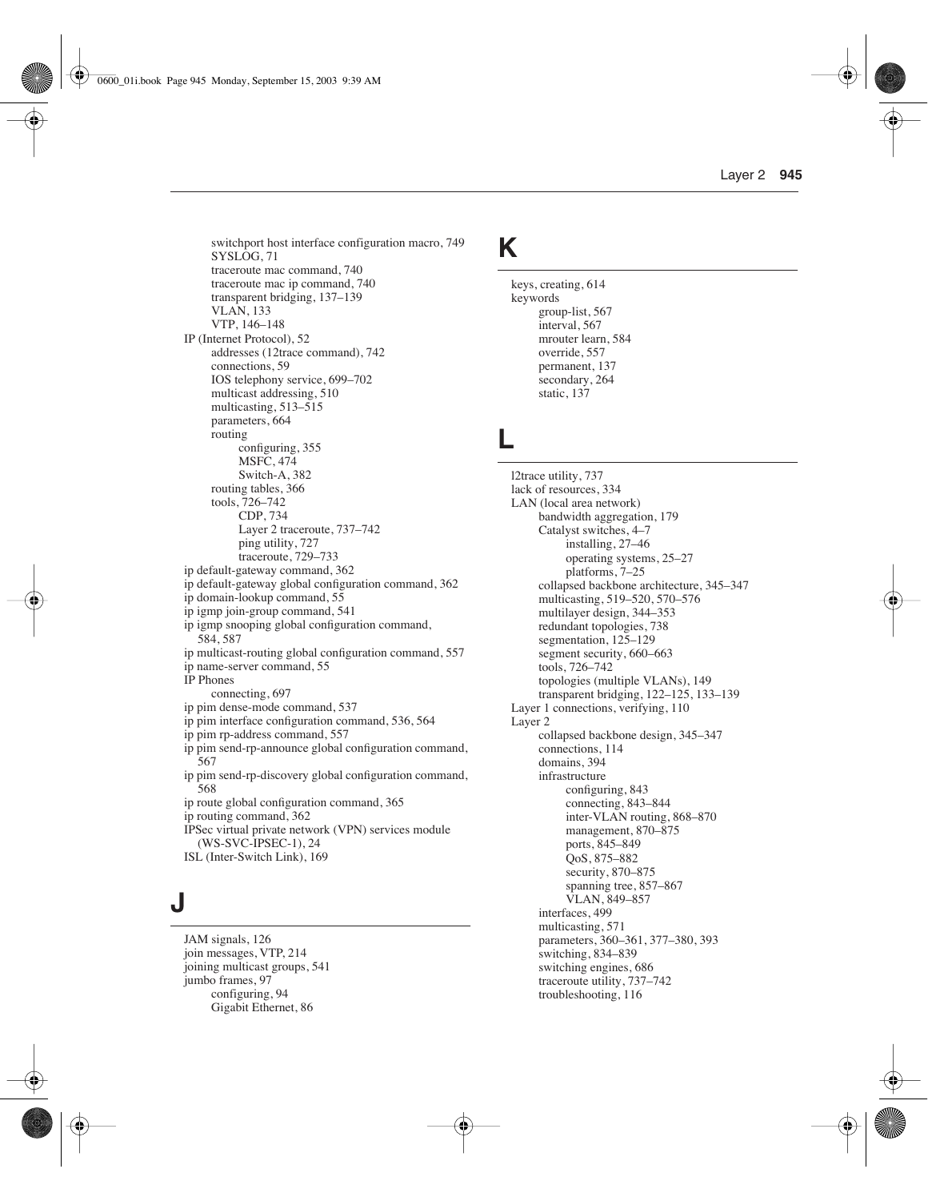- switchport host interface configuration macro, 749
  - SYSLOG, 71
  - traceroute mac command, 740
  - traceroute mac ip command, 740
  - transparent bridging, 137–139
  - VLAN, 133
  - VTP, 146–148
- IP (Internet Protocol), 52
  - addresses (12trace command), 742
  - connections, 59
  - IOS telephony service, 699–702
  - multicast addressing, 510
  - multicasting, 513–515
  - parameters, 664
  - routing
    - configuring, 355
    - MSFC, 474
    - Switch-A, 382
  - routing tables, 366
  - tools, 726–742
    - CDP, 734
    - Layer 2 traceroute, 737–742
    - ping utility, 727
    - traceroute, 729–733
- ip default-gateway command, 362
- ip default-gateway global configuration command, 362
- ip domain-lookup command, 55
- ip igmp join-group command, 541
- ip igmp snooping global configuration command, 584, 587
- ip multicast-routing global configuration command, 557
- ip name-server command, 55
- IP Phones
  - connecting, 697
- ip pim dense-mode command, 537
- ip pim interface configuration command, 536, 564
- ip pim rp-address command, 557
- ip pim send-rp-announce global configuration command, 567
- ip pim send-rp-discovery global configuration command, 568
- ip route global configuration command, 365
- ip routing command, 362
- IPSec virtual private network (VPN) services module (WS-SVC-IPSEC-1), 24
- ISL (Inter-Switch Link), 169

# J

- JAM signals, 126
- join messages, VTP, 214
- joining multicast groups, 541
- jumbo frames, 97
  - configuring, 94
  - Gigabit Ethernet, 86

# K

- keys, creating, 614
- keywords
  - group-list, 567
  - interval, 567
  - mrouter learn, 584
  - override, 557
  - permanent, 137
  - secondary, 264
  - static, 137

# L

- l2trace utility, 737
- lack of resources, 334
- LAN (local area network)
  - bandwidth aggregation, 179
  - Catalyst switches, 4–7
    - installing, 27–46
    - operating systems, 25–27
    - platforms, 7–25
  - collapsed backbone architecture, 345–347
  - multicasting, 519–520, 570–576
  - multilayer design, 344–353
  - redundant topologies, 738
  - segmentation, 125–129
  - segment security, 660–663
  - tools, 726–742
  - topologies (multiple VLANs), 149
  - transparent bridging, 122–125, 133–139
- Layer 1 connections, verifying, 110
- Layer 2
  - collapsed backbone design, 345–347
  - connections, 114
  - domains, 394
  - infrastructure
    - configuring, 843
    - connecting, 843–844
    - inter-VLAN routing, 868–870
    - management, 870–875
    - ports, 845–849
    - QoS, 875–882
    - security, 870–875
    - spanning tree, 857–867
    - VLAN, 849–857
  - interfaces, 499
  - multicasting, 571
  - parameters, 360–361, 377–380, 393
  - switching, 834–839
  - switching engines, 686
  - traceroute utility, 737–742
  - troubleshooting, 116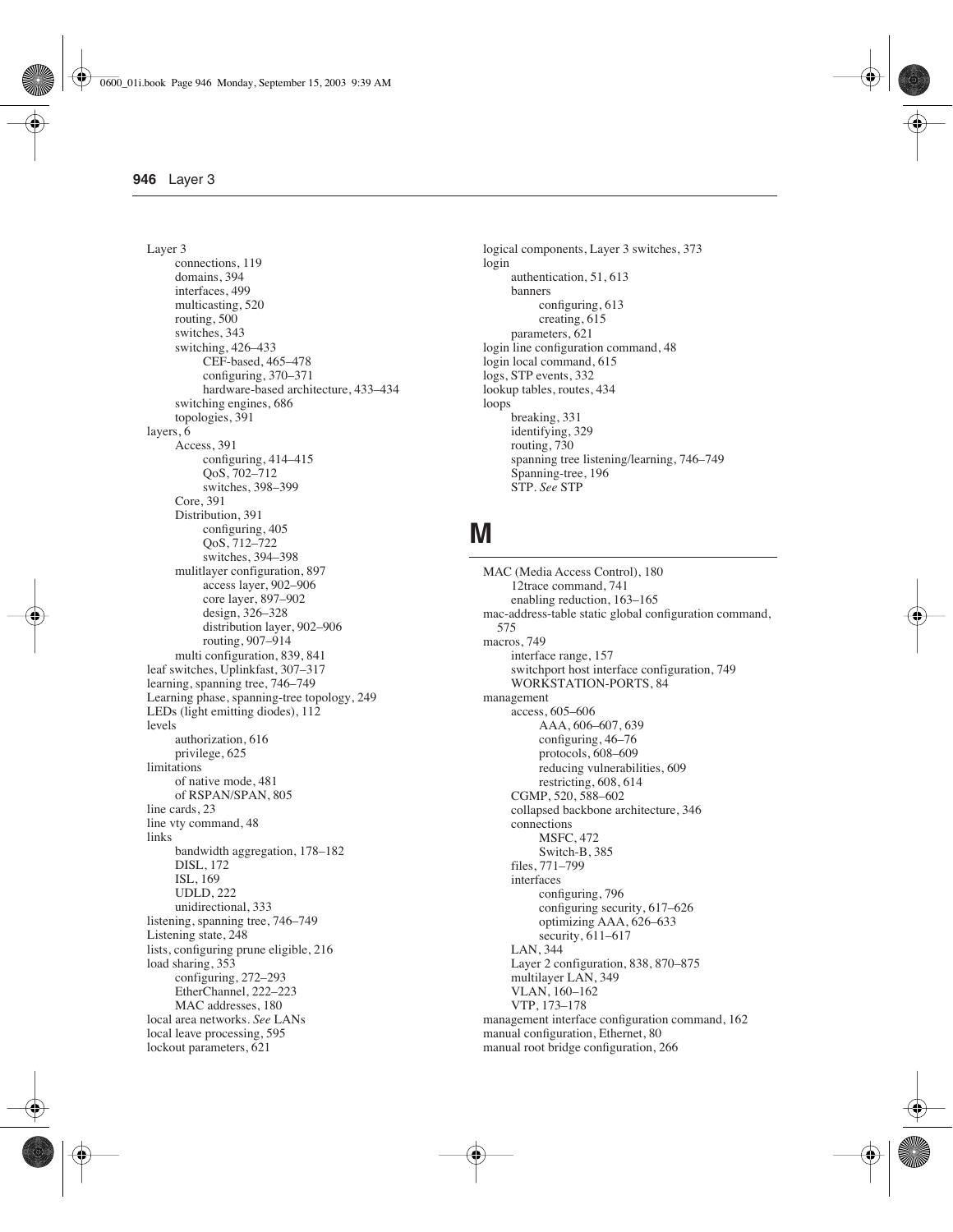- Layer 3
  - connections, 119
  - domains, 394
  - interfaces, 499
  - multicasting, 520
  - routing, 500
  - switches, 343
  - switching, 426–433
    - CEF-based, 465–478
    - configuring, 370–371
    - hardware-based architecture, 433–434
  - switching engines, 686
  - topologies, 391
- layers, 6
  - Access, 391
    - configuring, 414–415
    - QoS, 702–712
    - switches, 398–399
  - Core, 391
  - Distribution, 391
    - configuring, 405
    - QoS, 712–722
    - switches, 394–398
  - mulitlayer configuration, 897
    - access layer, 902–906
    - core layer, 897–902
    - design, 326–328
    - distribution layer, 902–906
    - routing, 907–914
  - multi configuration, 839, 841
- leaf switches, Uplinkfast, 307–317
- learning, spanning tree, 746–749
- Learning phase, spanning-tree topology, 249
- LEDs (light emitting diodes), 112
- levels
  - authorization, 616
  - privilege, 625
- limitations
  - of native mode, 481
  - of RSPAN/SPAN, 805
- line cards, 23
- line vty command, 48
- links
  - bandwidth aggregation, 178–182
  - DISL, 172
  - ISL, 169
  - UDLD, 222
  - unidirectional, 333
- listening, spanning tree, 746–749
- Listening state, 248
- lists, configuring prune eligible, 216
- load sharing, 353
  - configuring, 272–293
  - EtherChannel, 222–223
  - MAC addresses, 180
- local area networks. *See* LANs
- local leave processing, 595
- lockout parameters, 621
- logical components, Layer 3 switches, 373
- login
  - authentication, 51, 613
  - banners
    - configuring, 613
    - creating, 615
  - parameters, 621
- login line configuration command, 48
- login local command, 615
- logs, STP events, 332
- lookup tables, routes, 434
- loops
  - breaking, 331
  - identifying, 329
  - routing, 730
  - spanning tree listening/learning, 746–749
  - Spanning-tree, 196
  - STP. *See* STP

# M

- MAC (Media Access Control), 180
  - 12trace command, 741
  - enabling reduction, 163–165
- mac-address-table static global configuration command, 575
- macros, 749
  - interface range, 157
  - switchport host interface configuration, 749
  - WORKSTATION-PORTS, 84
- management
  - access, 605–606
    - AAA, 606–607, 639
    - configuring, 46–76
    - protocols, 608–609
    - reducing vulnerabilities, 609
    - restricting, 608, 614
  - CGMP, 520, 588–602
  - collapsed backbone architecture, 346
  - connections
    - MSFC, 472
    - Switch-B, 385
  - files, 771–799
  - interfaces
    - configuring, 796
    - configuring security, 617–626
    - optimizing AAA, 626–633
    - security, 611–617
  - LAN, 344
  - Layer 2 configuration, 838, 870–875
  - multilayer LAN, 349
  - VLAN, 160–162
  - VTP, 173–178
- management interface configuration command, 162
- manual configuration, Ethernet, 80
- manual root bridge configuration, 266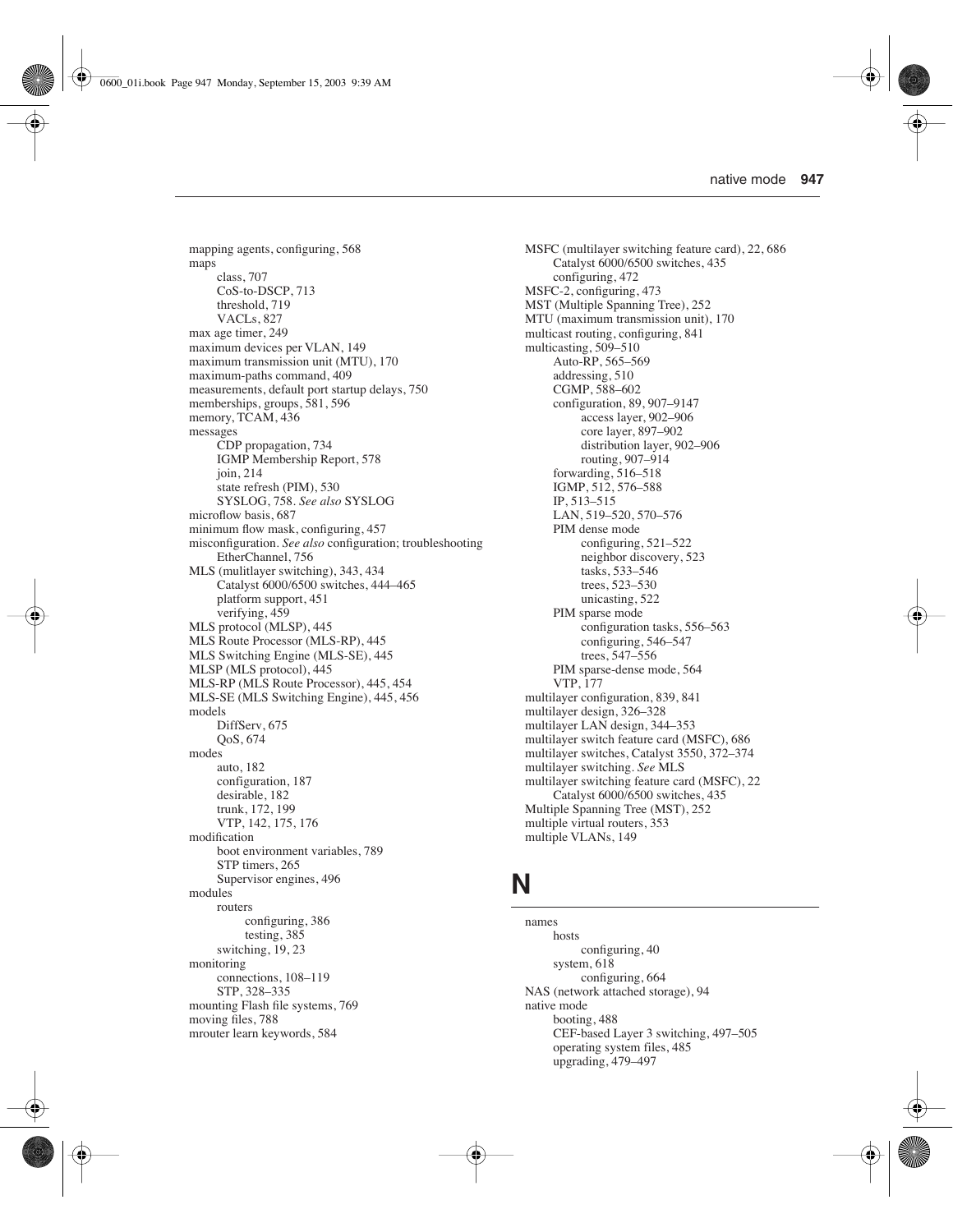mapping agents, configuring, 568
maps
    class, 707
    CoS-to-DSCP, 713
    threshold, 719
    VACLs, 827
max age timer, 249
maximum devices per VLAN, 149
maximum transmission unit (MTU), 170
maximum-paths command, 409
measurements, default port startup delays, 750
memberships, groups, 581, 596
memory, TCAM, 436
messages
    CDP propagation, 734
    IGMP Membership Report, 578
    join, 214
    state refresh (PIM), 530
    SYSLOG, 758. *See also* SYSLOG
microflow basis, 687
minimum flow mask, configuring, 457
misconfiguration. *See also* configuration; troubleshooting
    EtherChannel, 756
MLS (mulitlayer switching), 343, 434
    Catalyst 6000/6500 switches, 444–465
    platform support, 451
    verifying, 459
MLS protocol (MLSP), 445
MLS Route Processor (MLS-RP), 445
MLS Switching Engine (MLS-SE), 445
MLSP (MLS protocol), 445
MLS-RP (MLS Route Processor), 445, 454
MLS-SE (MLS Switching Engine), 445, 456
models
    DiffServ, 675
    QoS, 674
modes
    auto, 182
    configuration, 187
    desirable, 182
    trunk, 172, 199
    VTP, 142, 175, 176
modification
    boot environment variables, 789
    STP timers, 265
    Supervisor engines, 496
modules
    routers
        configuring, 386
        testing, 385
    switching, 19, 23
monitoring
    connections, 108–119
    STP, 328–335
mounting Flash file systems, 769
moving files, 788
mrouter learn keywords, 584

MSFC (multilayer switching feature card), 22, 686
    Catalyst 6000/6500 switches, 435
    configuring, 472
MSFC-2, configuring, 473
MST (Multiple Spanning Tree), 252
MTU (maximum transmission unit), 170
multicast routing, configuring, 841
multicasting, 509–510
    Auto-RP, 565–569
    addressing, 510
    CGMP, 588–602
    configuration, 89, 907–9147
        access layer, 902–906
        core layer, 897–902
        distribution layer, 902–906
        routing, 907–914
    forwarding, 516–518
    IGMP, 512, 576–588
    IP, 513–515
    LAN, 519–520, 570–576
    PIM dense mode
        configuring, 521–522
        neighbor discovery, 523
        tasks, 533–546
        trees, 523–530
        unicasting, 522
    PIM sparse mode
        configuration tasks, 556–563
        configuring, 546–547
        trees, 547–556
    PIM sparse-dense mode, 564
    VTP, 177
multilayer configuration, 839, 841
multilayer design, 326–328
multilayer LAN design, 344–353
multilayer switch feature card (MSFC), 686
multilayer switches, Catalyst 3550, 372–374
multilayer switching. *See* MLS
multilayer switching feature card (MSFC), 22
    Catalyst 6000/6500 switches, 435
Multiple Spanning Tree (MST), 252
multiple virtual routers, 353
multiple VLANs, 149

# N

names
    hosts
        configuring, 40
    system, 618
        configuring, 664
NAS (network attached storage), 94
native mode
    booting, 488
    CEF-based Layer 3 switching, 497–505
    operating system files, 485
    upgrading, 479–497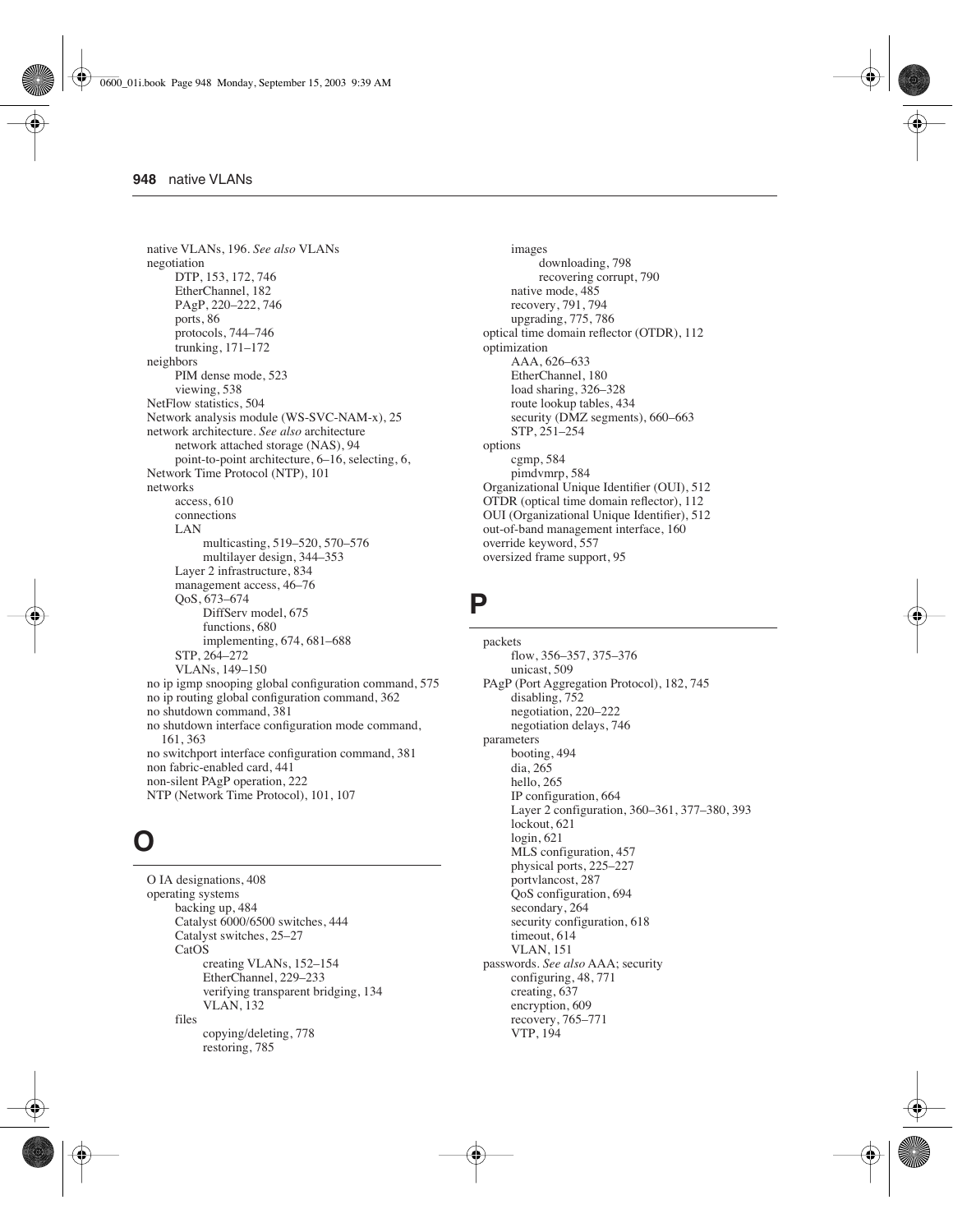native VLANs, 196. *See also* VLANs
negotiation
  DTP, 153, 172, 746
  EtherChannel, 182
  PAgP, 220–222, 746
  ports, 86
  protocols, 744–746
  trunking, 171–172
neighbors
  PIM dense mode, 523
  viewing, 538
NetFlow statistics, 504
Network analysis module (WS-SVC-NAM-x), 25
network architecture. *See also* architecture
  network attached storage (NAS), 94
  point-to-point architecture, 6–16, selecting, 6,
Network Time Protocol (NTP), 101
networks
  access, 610
  connections
  LAN
    multicasting, 519–520, 570–576
    multilayer design, 344–353
  Layer 2 infrastructure, 834
  management access, 46–76
  QoS, 673–674
    DiffServ model, 675
    functions, 680
    implementing, 674, 681–688
  STP, 264–272
  VLANs, 149–150
no ip igmp snooping global configuration command, 575
no ip routing global configuration command, 362
no shutdown command, 381
no shutdown interface configuration mode command, 161, 363
no switchport interface configuration command, 381
non fabric-enabled card, 441
non-silent PAgP operation, 222
NTP (Network Time Protocol), 101, 107

# O

O IA designations, 408
operating systems
  backing up, 484
  Catalyst 6000/6500 switches, 444
  Catalyst switches, 25–27
  CatOS
    creating VLANs, 152–154
    EtherChannel, 229–233
    verifying transparent bridging, 134
    VLAN, 132
  files
    copying/deleting, 778
    restoring, 785
  images
    downloading, 798
    recovering corrupt, 790
  native mode, 485
  recovery, 791, 794
  upgrading, 775, 786
optical time domain reflector (OTDR), 112
optimization
  AAA, 626–633
  EtherChannel, 180
  load sharing, 326–328
  route lookup tables, 434
  security (DMZ segments), 660–663
  STP, 251–254
options
  cgmp, 584
  pimdvmrp, 584
Organizational Unique Identifier (OUI), 512
OTDR (optical time domain reflector), 112
OUI (Organizational Unique Identifier), 512
out-of-band management interface, 160
override keyword, 557
oversized frame support, 95

# P

packets
  flow, 356–357, 375–376
  unicast, 509
PAgP (Port Aggregation Protocol), 182, 745
  disabling, 752
  negotiation, 220–222
  negotiation delays, 746
parameters
  booting, 494
  dia, 265
  hello, 265
  IP configuration, 664
  Layer 2 configuration, 360–361, 377–380, 393
  lockout, 621
  login, 621
  MLS configuration, 457
  physical ports, 225–227
  portvlancost, 287
  QoS configuration, 694
  secondary, 264
  security configuration, 618
  timeout, 614
  VLAN, 151
passwords. *See also* AAA; security
  configuring, 48, 771
  creating, 637
  encryption, 609
  recovery, 765–771
  VTP, 194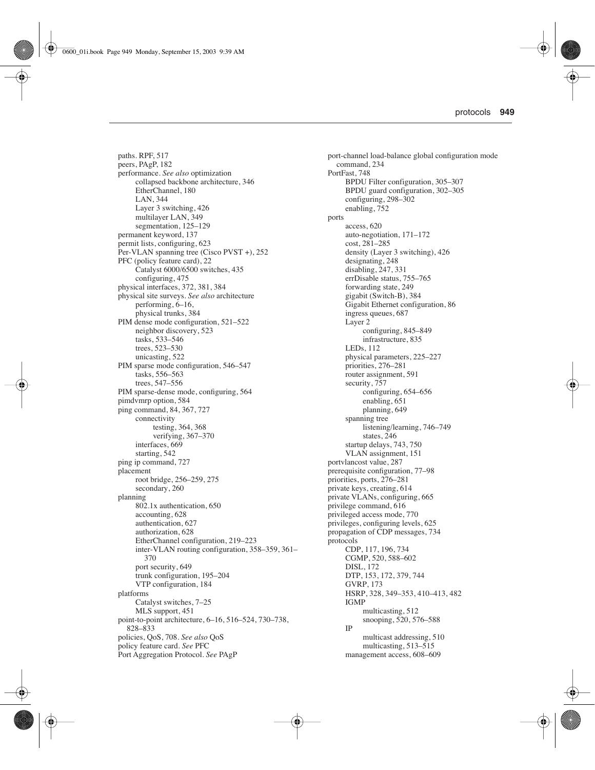paths. RPF, 517
peers, PAgP, 182
performance. *See also* optimization
- collapsed backbone architecture, 346
- EtherChannel, 180
- LAN, 344
- Layer 3 switching, 426
- multilayer LAN, 349
- segmentation, 125–129

permanent keyword, 137
permit lists, configuring, 623
Per-VLAN spanning tree (Cisco PVST +), 252
PFC (policy feature card), 22
- Catalyst 6000/6500 switches, 435
- configuring, 475

physical interfaces, 372, 381, 384
physical site surveys. *See also* architecture
- performing, 6–16,
- physical trunks, 384

PIM dense mode configuration, 521–522
- neighbor discovery, 523
- tasks, 533–546
- trees, 523–530
- unicasting, 522

PIM sparse mode configuration, 546–547
- tasks, 556–563
- trees, 547–556

PIM sparse-dense mode, configuring, 564
pimdvmrp option, 584
ping command, 84, 367, 727
- connectivity
  - testing, 364, 368
  - verifying, 367–370
- interfaces, 669
- starting, 542

ping ip command, 727
placement
- root bridge, 256–259, 275
- secondary, 260

planning
- 802.1x authentication, 650
- accounting, 628
- authentication, 627
- authorization, 628
- EtherChannel configuration, 219–223
- inter-VLAN routing configuration, 358–359, 361–370
- port security, 649
- trunk configuration, 195–204
- VTP configuration, 184

platforms
- Catalyst switches, 7–25
- MLS support, 451

point-to-point architecture, 6–16, 516–524, 730–738, 828–833
policies, QoS, 708. *See also* QoS
policy feature card. *See* PFC
Port Aggregation Protocol. *See* PAgP
port-channel load-balance global configuration mode command, 234
PortFast, 748
- BPDU Filter configuration, 305–307
- BPDU guard configuration, 302–305
- configuring, 298–302
- enabling, 752

ports
- access, 620
- auto-negotiation, 171–172
- cost, 281–285
- density (Layer 3 switching), 426
- designating, 248
- disabling, 247, 331
- errDisable status, 755–765
- forwarding state, 249
- gigabit (Switch-B), 384
- Gigabit Ethernet configuration, 86
- ingress queues, 687
- Layer 2
  - configuring, 845–849
  - infrastructure, 835
- LEDs, 112
- physical parameters, 225–227
- priorities, 276–281
- router assignment, 591
- security, 757
  - configuring, 654–656
  - enabling, 651
  - planning, 649
- spanning tree
  - listening/learning, 746–749
  - states, 246
- startup delays, 743, 750
- VLAN assignment, 151

portvlancost value, 287
prerequisite configuration, 77–98
priorities, ports, 276–281
private keys, creating, 614
private VLANs, configuring, 665
privilege command, 616
privileged access mode, 770
privileges, configuring levels, 625
propagation of CDP messages, 734
protocols
- CDP, 117, 196, 734
- CGMP, 520, 588–602
- DISL, 172
- DTP, 153, 172, 379, 744
- GVRP, 173
- HSRP, 328, 349–353, 410–413, 482
- IGMP
  - multicasting, 512
  - snooping, 520, 576–588
- IP
  - multicast addressing, 510
  - multicasting, 513–515
- management access, 608–609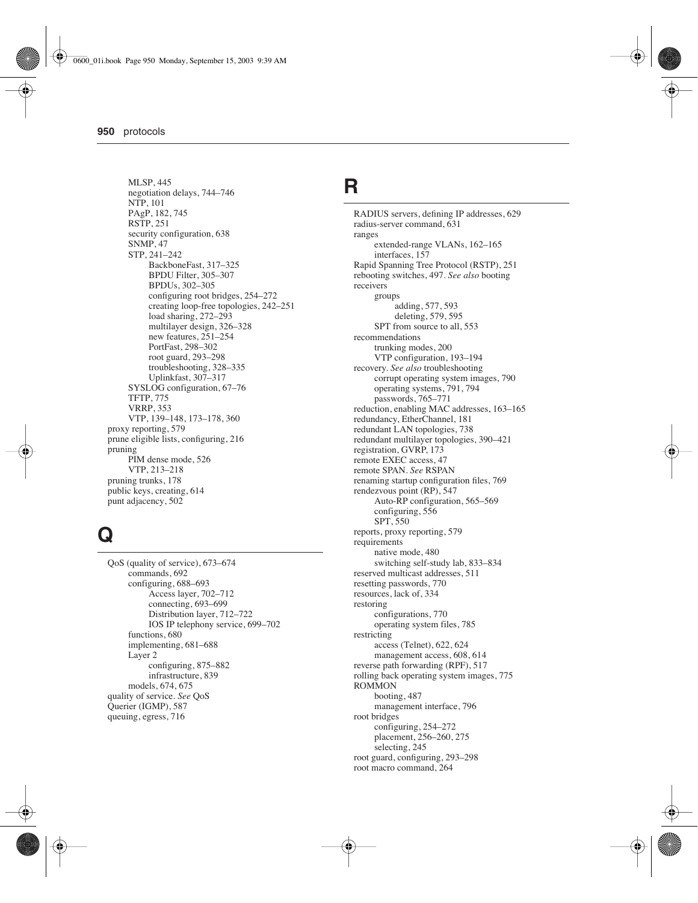MLSP, 445
  negotiation delays, 744–746
  NTP, 101
  PAgP, 182, 745
  RSTP, 251
  security configuration, 638
  SNMP, 47
  STP, 241–242
    BackboneFast, 317–325
    BPDU Filter, 305–307
    BPDUs, 302–305
    configuring root bridges, 254–272
    creating loop-free topologies, 242–251
    load sharing, 272–293
    multilayer design, 326–328
    new features, 251–254
    PortFast, 298–302
    root guard, 293–298
    troubleshooting, 328–335
    Uplinkfast, 307–317
  SYSLOG configuration, 67–76
  TFTP, 775
  VRRP, 353
  VTP, 139–148, 173–178, 360
proxy reporting, 579
prune eligible lists, configuring, 216
pruning
  PIM dense mode, 526
  VTP, 213–218
pruning trunks, 178
public keys, creating, 614
punt adjacency, 502

# Q

QoS (quality of service), 673–674
  commands, 692
  configuring, 688–693
    Access layer, 702–712
    connecting, 693–699
    Distribution layer, 712–722
    IOS IP telephony service, 699–702
  functions, 680
  implementing, 681–688
  Layer 2
    configuring, 875–882
    infrastructure, 839
  models, 674, 675
quality of service. *See* QoS
Querier (IGMP), 587
queuing, egress, 716

# R

RADIUS servers, defining IP addresses, 629
radius-server command, 631
ranges
  extended-range VLANs, 162–165
  interfaces, 157
Rapid Spanning Tree Protocol (RSTP), 251
rebooting switches, 497. *See also* booting
receivers
  groups
    adding, 577, 593
    deleting, 579, 595
  SPT from source to all, 553
recommendations
  trunking modes, 200
  VTP configuration, 193–194
recovery. *See also* troubleshooting
  corrupt operating system images, 790
  operating systems, 791, 794
  passwords, 765–771
reduction, enabling MAC addresses, 163–165
redundancy, EtherChannel, 181
redundant LAN topologies, 738
redundant multilayer topologies, 390–421
registration, GVRP, 173
remote EXEC access, 47
remote SPAN. *See* RSPAN
renaming startup configuration files, 769
rendezvous point (RP), 547
  Auto-RP configuration, 565–569
  configuring, 556
  SPT, 550
reports, proxy reporting, 579
requirements
  native mode, 480
  switching self-study lab, 833–834
reserved multicast addresses, 511
resetting passwords, 770
resources, lack of, 334
restoring
  configurations, 770
  operating system files, 785
restricting
  access (Telnet), 622, 624
  management access, 608, 614
reverse path forwarding (RPF), 517
rolling back operating system images, 775
ROMMON
  booting, 487
  management interface, 796
root bridges
  configuring, 254–272
  placement, 256–260, 275
  selecting, 245
root guard, configuring, 293–298
root macro command, 264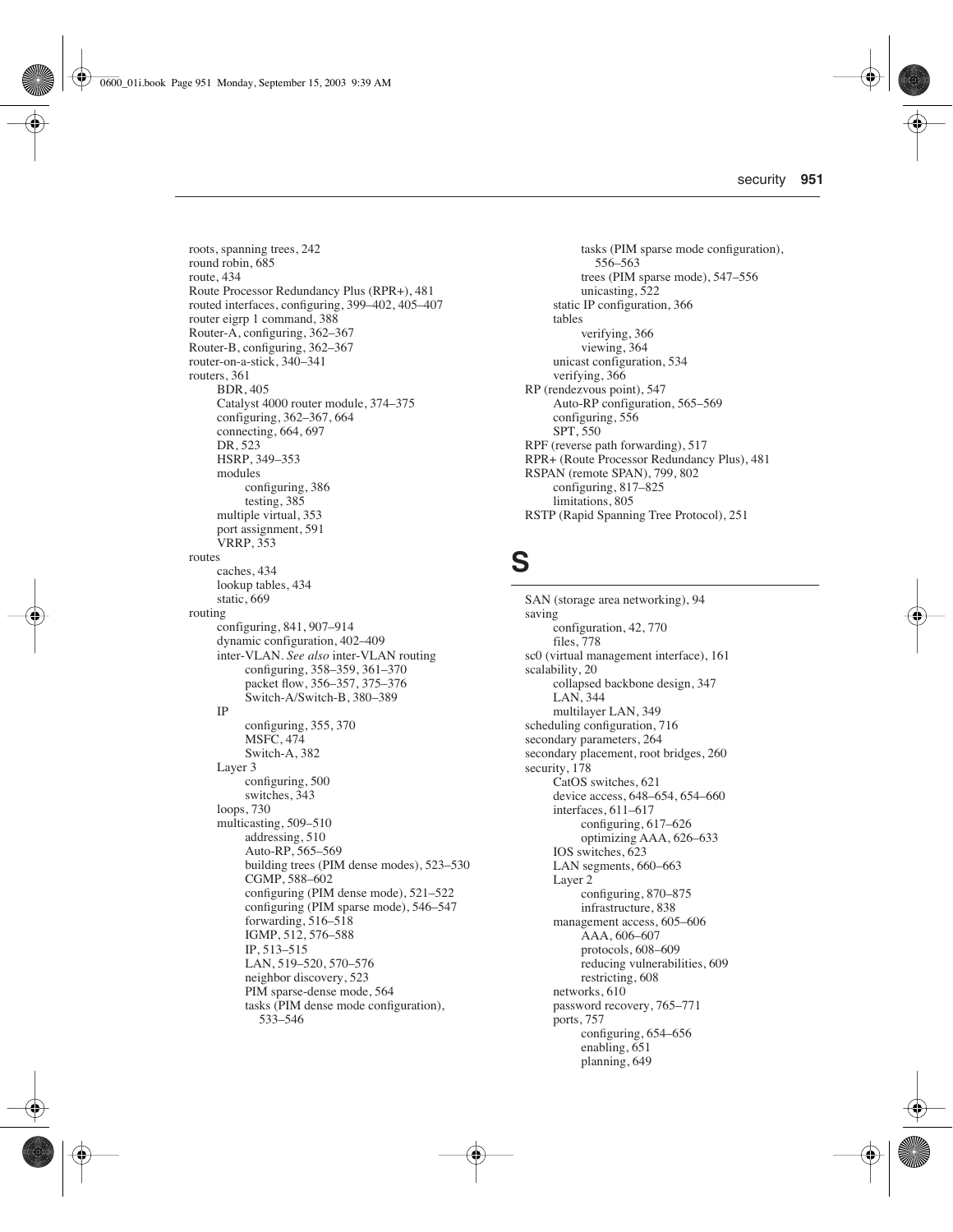roots, spanning trees, 242
round robin, 685
route, 434
Route Processor Redundancy Plus (RPR+), 481
routed interfaces, configuring, 399–402, 405–407
router eigrp 1 command, 388
Router-A, configuring, 362–367
Router-B, configuring, 362–367
router-on-a-stick, 340–341
routers, 361
    BDR, 405
    Catalyst 4000 router module, 374–375
    configuring, 362–367, 664
    connecting, 664, 697
    DR, 523
    HSRP, 349–353
    modules
        configuring, 386
        testing, 385
    multiple virtual, 353
    port assignment, 591
    VRRP, 353
routes
    caches, 434
    lookup tables, 434
    static, 669
routing
    configuring, 841, 907–914
    dynamic configuration, 402–409
    inter-VLAN. *See also* inter-VLAN routing
        configuring, 358–359, 361–370
        packet flow, 356–357, 375–376
        Switch-A/Switch-B, 380–389
    IP
        configuring, 355, 370
        MSFC, 474
        Switch-A, 382
    Layer 3
        configuring, 500
        switches, 343
    loops, 730
    multicasting, 509–510
        addressing, 510
        Auto-RP, 565–569
        building trees (PIM dense modes), 523–530
        CGMP, 588–602
        configuring (PIM dense mode), 521–522
        configuring (PIM sparse mode), 546–547
        forwarding, 516–518
        IGMP, 512, 576–588
        IP, 513–515
        LAN, 519–520, 570–576
        neighbor discovery, 523
        PIM sparse-dense mode, 564
        tasks (PIM dense mode configuration), 533–546
        tasks (PIM sparse mode configuration), 556–563
        trees (PIM sparse mode), 547–556
        unicasting, 522
    static IP configuration, 366
    tables
        verifying, 366
        viewing, 364
    unicast configuration, 534
    verifying, 366
RP (rendezvous point), 547
    Auto-RP configuration, 565–569
    configuring, 556
    SPT, 550
RPF (reverse path forwarding), 517
RPR+ (Route Processor Redundancy Plus), 481
RSPAN (remote SPAN), 799, 802
    configuring, 817–825
    limitations, 805
RSTP (Rapid Spanning Tree Protocol), 251

# S

SAN (storage area networking), 94
saving
    configuration, 42, 770
    files, 778
sc0 (virtual management interface), 161
scalability, 20
    collapsed backbone design, 347
    LAN, 344
    multilayer LAN, 349
scheduling configuration, 716
secondary parameters, 264
secondary placement, root bridges, 260
security, 178
    CatOS switches, 621
    device access, 648–654, 654–660
    interfaces, 611–617
        configuring, 617–626
        optimizing AAA, 626–633
    IOS switches, 623
    LAN segments, 660–663
    Layer 2
        configuring, 870–875
        infrastructure, 838
    management access, 605–606
        AAA, 606–607
        protocols, 608–609
        reducing vulnerabilities, 609
        restricting, 608
    networks, 610
    password recovery, 765–771
    ports, 757
        configuring, 654–656
        enabling, 651
        planning, 649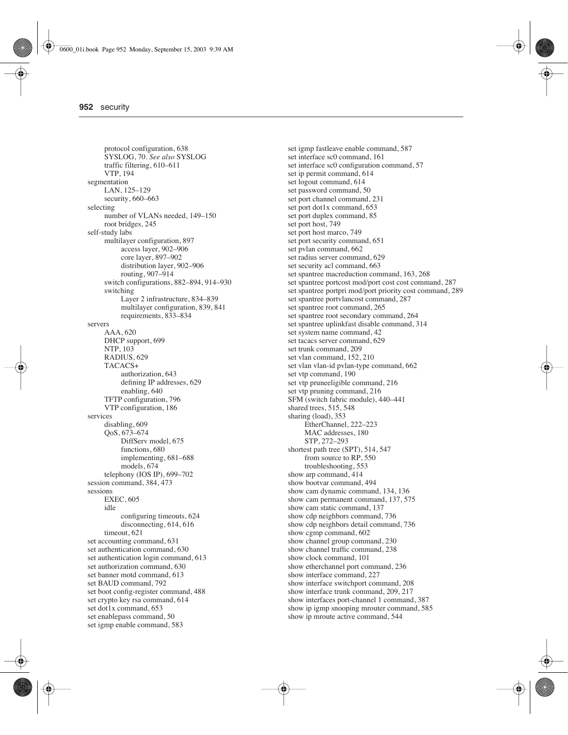protocol configuration, 638
    SYSLOG, 70. *See also* SYSLOG
    traffic filtering, 610–611
    VTP, 194
segmentation
    LAN, 125–129
    security, 660–663
selecting
    number of VLANs needed, 149–150
    root bridges, 245
self-study labs
    multilayer configuration, 897
        access layer, 902–906
        core layer, 897–902
        distribution layer, 902–906
        routing, 907–914
    switch configurations, 882–894, 914–930
    switching
        Layer 2 infrastructure, 834–839
        multilayer configuration, 839, 841
        requirements, 833–834
servers
    AAA, 620
    DHCP support, 699
    NTP, 103
    RADIUS, 629
    TACACS+
        authorization, 643
        defining IP addresses, 629
        enabling, 640
    TFTP configuration, 796
    VTP configuration, 186
services
    disabling, 609
    QoS, 673–674
        DiffServ model, 675
        functions, 680
        implementing, 681–688
        models, 674
    telephony (IOS IP), 699–702
session command, 384, 473
sessions
    EXEC, 605
    idle
        configuring timeouts, 624
        disconnecting, 614, 616
    timeout, 621
set accounting command, 631
set authentication command, 630
set authentication login command, 613
set authorization command, 630
set banner motd command, 613
set BAUD command, 792
set boot config-register command, 488
set crypto key rsa command, 614
set dot1x command, 653
set enablepass command, 50
set igmp enable command, 583
set igmp fastleave enable command, 587
set interface sc0 command, 161
set interface sc0 configuration command, 57
set ip permit command, 614
set logout command, 614
set password command, 50
set port channel command, 231
set port dot1x command, 653
set port duplex command, 85
set port host, 749
set port host marco, 749
set port security command, 651
set pvlan command, 662
set radius server command, 629
set security acl command, 663
set spantree macreduction command, 163, 268
set spantree portcost mod/port cost cost command, 287
set spantree portpri mod/port priority cost command, 289
set spantree portvlancost command, 287
set spantree root command, 265
set spantree root secondary command, 264
set spantree uplinkfast disable command, 314
set system name command, 42
set tacacs server command, 629
set trunk command, 209
set vlan command, 152, 210
set vlan vlan-id pvlan-type command, 662
set vtp command, 190
set vtp pruneeligible command, 216
set vtp pruning command, 216
SFM (switch fabric module), 440–441
shared trees, 515, 548
sharing (load), 353
    EtherChannel, 222–223
    MAC addresses, 180
    STP, 272–293
shortest path tree (SPT), 514, 547
    from source to RP, 550
    troubleshooting, 553
show arp command, 414
show bootvar command, 494
show cam dynamic command, 134, 136
show cam permanent command, 137, 575
show cam static command, 137
show cdp neighbors command, 736
show cdp neighbors detail command, 736
show cgmp command, 602
show channel group command, 230
show channel traffic command, 238
show clock command, 101
show etherchannel port command, 236
show interface command, 227
show interface switchport command, 208
show interface trunk command, 209, 217
show interfaces port-channel 1 command, 387
show ip igmp snooping mrouter command, 585
show ip mroute active command, 544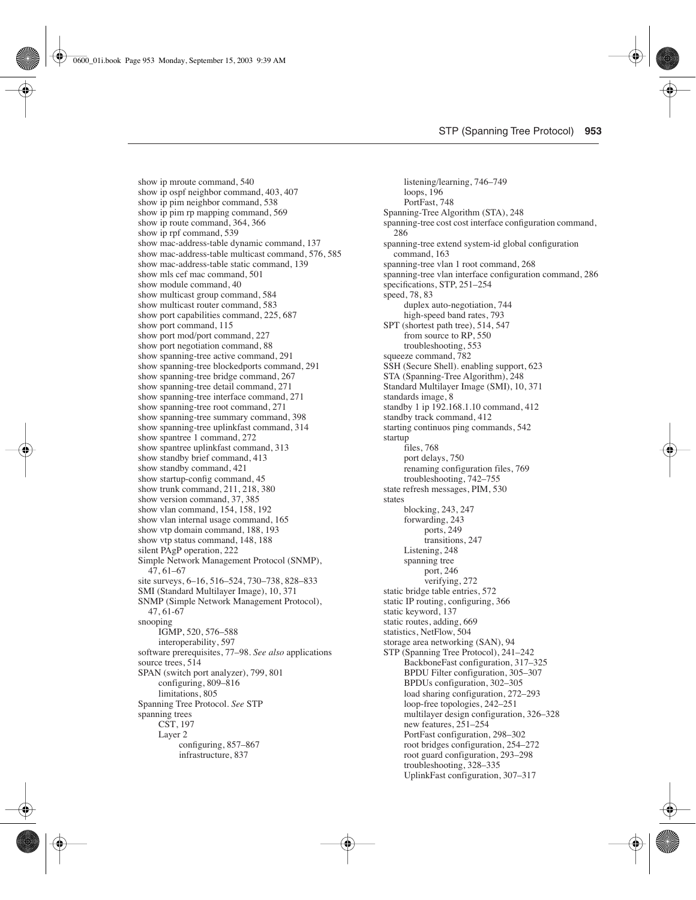show ip mroute command, 540
show ip ospf neighbor command, 403, 407
show ip pim neighbor command, 538
show ip pim rp mapping command, 569
show ip route command, 364, 366
show ip rpf command, 539
show mac-address-table dynamic command, 137
show mac-address-table multicast command, 576, 585
show mac-address-table static command, 139
show mls cef mac command, 501
show module command, 40
show multicast group command, 584
show multicast router command, 583
show port capabilities command, 225, 687
show port command, 115
show port mod/port command, 227
show port negotiation command, 88
show spanning-tree active command, 291
show spanning-tree blockedports command, 291
show spanning-tree bridge command, 267
show spanning-tree detail command, 271
show spanning-tree interface command, 271
show spanning-tree root command, 271
show spanning-tree summary command, 398
show spanning-tree uplinkfast command, 314
show spantree 1 command, 272
show spantree uplinkfast command, 313
show standby brief command, 413
show standby command, 421
show startup-config command, 45
show trunk command, 211, 218, 380
show version command, 37, 385
show vlan command, 154, 158, 192
show vlan internal usage command, 165
show vtp domain command, 188, 193
show vtp status command, 148, 188
silent PAgP operation, 222
Simple Network Management Protocol (SNMP), 47, 61–67
site surveys, 6–16, 516–524, 730–738, 828–833
SMI (Standard Multilayer Image), 10, 371
SNMP (Simple Network Management Protocol), 47, 61-67
snooping
- IGMP, 520, 576–588
- interoperability, 597

software prerequisites, 77–98. *See also* applications
source trees, 514
SPAN (switch port analyzer), 799, 801
- configuring, 809–816
- limitations, 805

Spanning Tree Protocol. *See* STP
spanning trees
- CST, 197
- Layer 2
  - configuring, 857–867
  - infrastructure, 837
- listening/learning, 746–749
- loops, 196
- PortFast, 748

Spanning-Tree Algorithm (STA), 248
spanning-tree cost cost interface configuration command, 286
spanning-tree extend system-id global configuration command, 163
spanning-tree vlan 1 root command, 268
spanning-tree vlan interface configuration command, 286
specifications, STP, 251–254
speed, 78, 83
- duplex auto-negotiation, 744
- high-speed band rates, 793

SPT (shortest path tree), 514, 547
- from source to RP, 550
- troubleshooting, 553

squeeze command, 782
SSH (Secure Shell). enabling support, 623
STA (Spanning-Tree Algorithm), 248
Standard Multilayer Image (SMI), 10, 371
standards image, 8
standby 1 ip 192.168.1.10 command, 412
standby track command, 412
starting continuos ping commands, 542
startup
- files, 768
- port delays, 750
- renaming configuration files, 769
- troubleshooting, 742–755

state refresh messages, PIM, 530
states
- blocking, 243, 247
- forwarding, 243
  - ports, 249
  - transitions, 247
- Listening, 248
- spanning tree
  - port, 246
  - verifying, 272

static bridge table entries, 572
static IP routing, configuring, 366
static keyword, 137
static routes, adding, 669
statistics, NetFlow, 504
storage area networking (SAN), 94
STP (Spanning Tree Protocol), 241–242
- BackboneFast configuration, 317–325
- BPDU Filter configuration, 305–307
- BPDUs configuration, 302–305
- load sharing configuration, 272–293
- loop-free topologies, 242–251
- multilayer design configuration, 326–328
- new features, 251–254
- PortFast configuration, 298–302
- root bridges configuration, 254–272
- root guard configuration, 293–298
- troubleshooting, 328–335
- UplinkFast configuration, 307–317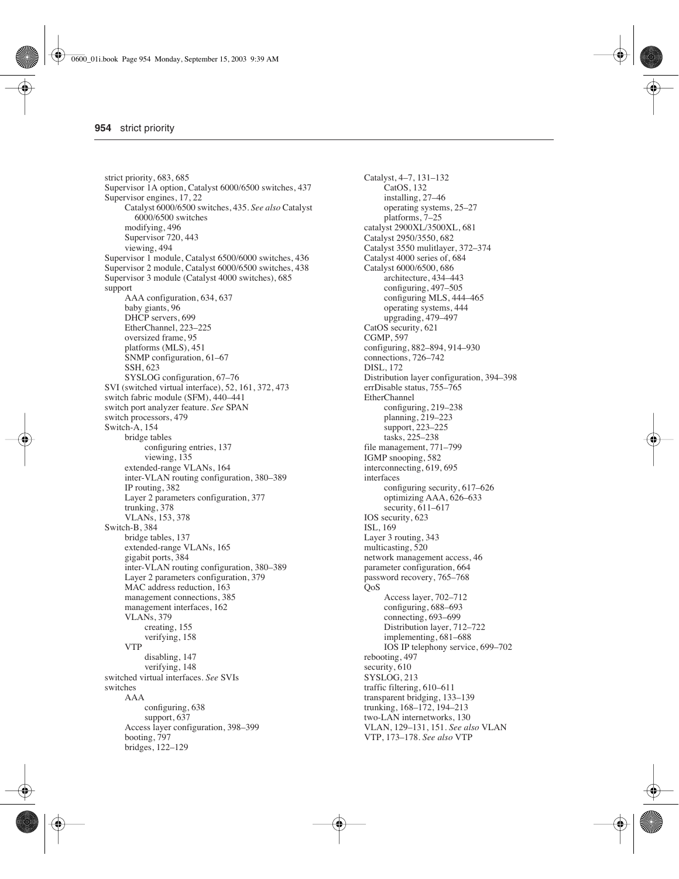strict priority, 683, 685
Supervisor 1A option, Catalyst 6000/6500 switches, 437
Supervisor engines, 17, 22
  - Catalyst 6000/6500 switches, 435. *See also* Catalyst 6000/6500 switches
  - modifying, 496
  - Supervisor 720, 443
  - viewing, 494

Supervisor 1 module, Catalyst 6500/6000 switches, 436
Supervisor 2 module, Catalyst 6000/6500 switches, 438
Supervisor 3 module (Catalyst 4000 switches), 685
support
  - AAA configuration, 634, 637
  - baby giants, 96
  - DHCP servers, 699
  - EtherChannel, 223–225
  - oversized frame, 95
  - platforms (MLS), 451
  - SNMP configuration, 61–67
  - SSH, 623
  - SYSLOG configuration, 67–76

SVI (switched virtual interface), 52, 161, 372, 473
switch fabric module (SFM), 440–441
switch port analyzer feature. *See* SPAN
switch processors, 479
Switch-A, 154
  - bridge tables
    - configuring entries, 137
    - viewing, 135
  - extended-range VLANs, 164
  - inter-VLAN routing configuration, 380–389
  - IP routing, 382
  - Layer 2 parameters configuration, 377
  - trunking, 378
  - VLANs, 153, 378

Switch-B, 384
  - bridge tables, 137
  - extended-range VLANs, 165
  - gigabit ports, 384
  - inter-VLAN routing configuration, 380–389
  - Layer 2 parameters configuration, 379
  - MAC address reduction, 163
  - management connections, 385
  - management interfaces, 162
  - VLANs, 379
    - creating, 155
    - verifying, 158
  - VTP
    - disabling, 147
    - verifying, 148

switched virtual interfaces. *See* SVIs
switches
  - AAA
    - configuring, 638
    - support, 637
  - Access layer configuration, 398–399
  - booting, 797
  - bridges, 122–129
  - Catalyst, 4–7, 131–132
    - CatOS, 132
    - installing, 27–46
    - operating systems, 25–27
    - platforms, 7–25
  - catalyst 2900XL/3500XL, 681
  - Catalyst 2950/3550, 682
  - Catalyst 3550 mulitlayer, 372–374
  - Catalyst 4000 series of, 684
  - Catalyst 6000/6500, 686
    - architecture, 434–443
    - configuring, 497–505
    - configuring MLS, 444–465
    - operating systems, 444
    - upgrading, 479–497
  - CatOS security, 621
  - CGMP, 597
  - configuring, 882–894, 914–930
  - connections, 726–742
  - DISL, 172
  - Distribution layer configuration, 394–398
  - errDisable status, 755–765
  - EtherChannel
    - configuring, 219–238
    - planning, 219–223
    - support, 223–225
    - tasks, 225–238
  - file management, 771–799
  - IGMP snooping, 582
  - interconnecting, 619, 695
  - interfaces
    - configuring security, 617–626
    - optimizing AAA, 626–633
    - security, 611–617
  - IOS security, 623
  - ISL, 169
  - Layer 3 routing, 343
  - multicasting, 520
  - network management access, 46
  - parameter configuration, 664
  - password recovery, 765–768
  - QoS
    - Access layer, 702–712
    - configuring, 688–693
    - connecting, 693–699
    - Distribution layer, 712–722
    - implementing, 681–688
    - IOS IP telephony service, 699–702
  - rebooting, 497
  - security, 610
  - SYSLOG, 213
  - traffic filtering, 610–611
  - transparent bridging, 133–139
  - trunking, 168–172, 194–213
  - two-LAN internetworks, 130
  - VLAN, 129–131, 151. *See also* VLAN
  - VTP, 173–178. *See also* VTP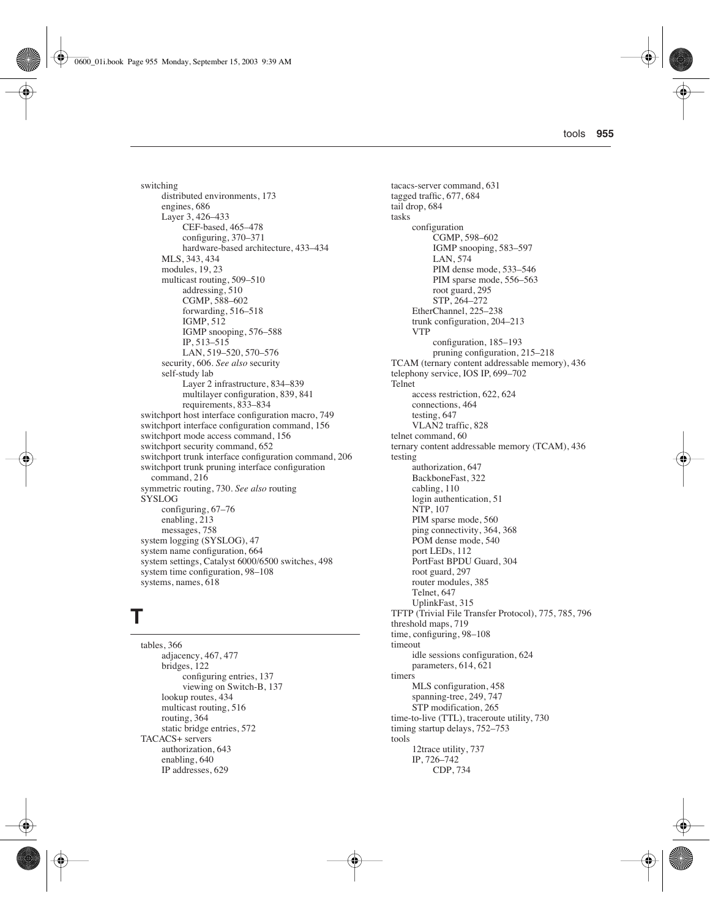switching
  distributed environments, 173
  engines, 686
  Layer 3, 426–433
    CEF-based, 465–478
    configuring, 370–371
    hardware-based architecture, 433–434
  MLS, 343, 434
  modules, 19, 23
  multicast routing, 509–510
    addressing, 510
    CGMP, 588–602
    forwarding, 516–518
    IGMP, 512
    IGMP snooping, 576–588
    IP, 513–515
    LAN, 519–520, 570–576
  security, 606. *See also* security
  self-study lab
    Layer 2 infrastructure, 834–839
    multilayer configuration, 839, 841
    requirements, 833–834
switchport host interface configuration macro, 749
switchport interface configuration command, 156
switchport mode access command, 156
switchport security command, 652
switchport trunk interface configuration command, 206
switchport trunk pruning interface configuration command, 216
symmetric routing, 730. *See also* routing
SYSLOG
  configuring, 67–76
  enabling, 213
  messages, 758
system logging (SYSLOG), 47
system name configuration, 664
system settings, Catalyst 6000/6500 switches, 498
system time configuration, 98–108
systems, names, 618

# T

tables, 366
  adjacency, 467, 477
  bridges, 122
    configuring entries, 137
    viewing on Switch-B, 137
  lookup routes, 434
  multicast routing, 516
  routing, 364
  static bridge entries, 572
TACACS+ servers
  authorization, 643
  enabling, 640
  IP addresses, 629
tacacs-server command, 631
tagged traffic, 677, 684
tail drop, 684
tasks
  configuration
    CGMP, 598–602
    IGMP snooping, 583–597
    LAN, 574
    PIM dense mode, 533–546
    PIM sparse mode, 556–563
    root guard, 295
    STP, 264–272
  EtherChannel, 225–238
  trunk configuration, 204–213
  VTP
    configuration, 185–193
    pruning configuration, 215–218
TCAM (ternary content addressable memory), 436
telephony service, IOS IP, 699–702
Telnet
  access restriction, 622, 624
  connections, 464
  testing, 647
  VLAN2 traffic, 828
telnet command, 60
ternary content addressable memory (TCAM), 436
testing
  authorization, 647
  BackboneFast, 322
  cabling, 110
  login authentication, 51
  NTP, 107
  PIM sparse mode, 560
  ping connectivity, 364, 368
  POM dense mode, 540
  port LEDs, 112
  PortFast BPDU Guard, 304
  root guard, 297
  router modules, 385
  Telnet, 647
  UplinkFast, 315
TFTP (Trivial File Transfer Protocol), 775, 785, 796
threshold maps, 719
time, configuring, 98–108
timeout
  idle sessions configuration, 624
  parameters, 614, 621
timers
  MLS configuration, 458
  spanning-tree, 249, 747
  STP modification, 265
time-to-live (TTL), traceroute utility, 730
timing startup delays, 752–753
tools
  12trace utility, 737
  IP, 726–742
    CDP, 734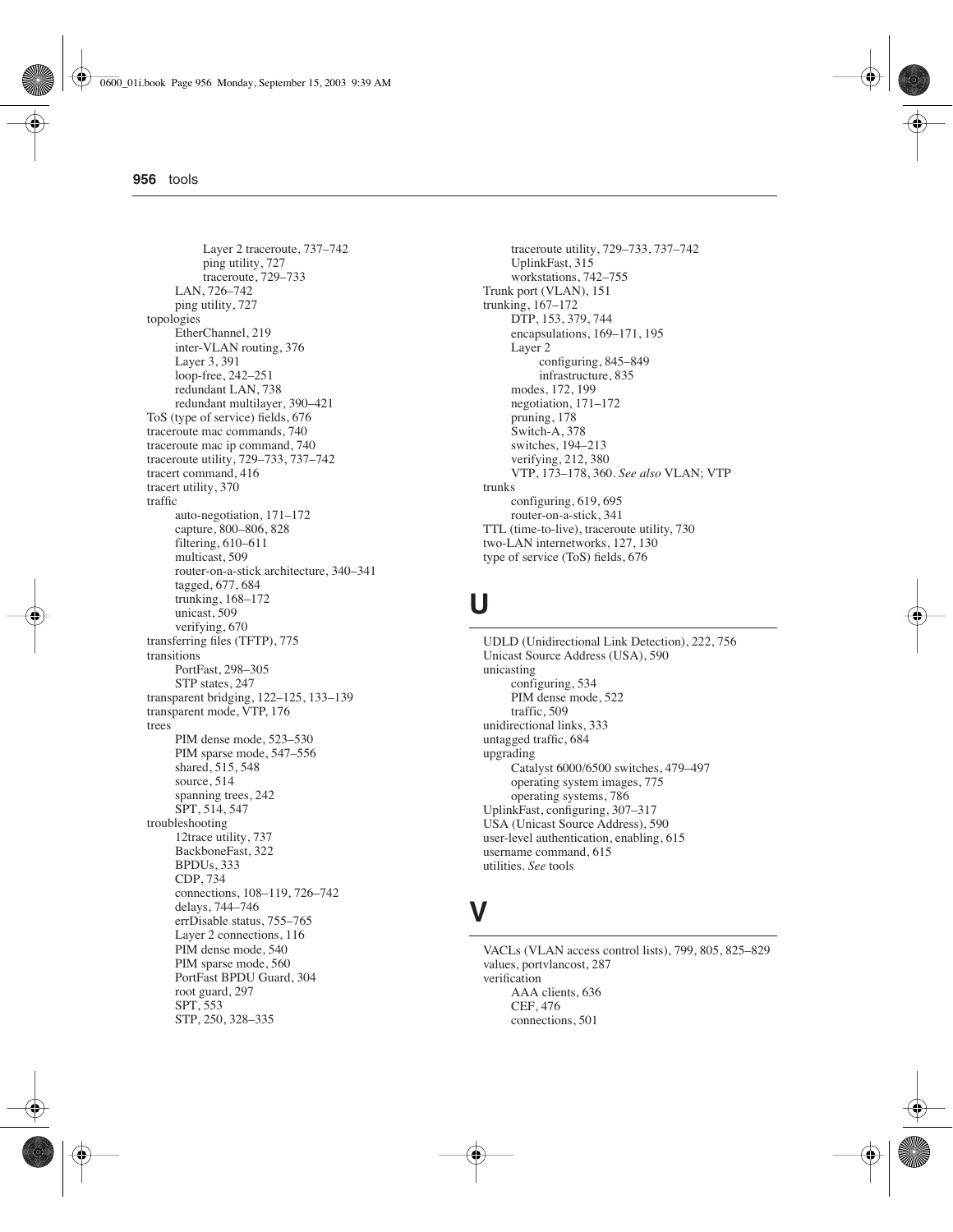Layer 2 traceroute, 737–742
ping utility, 727
traceroute, 729–733
LAN, 726–742
ping utility, 727
topologies
EtherChannel, 219
inter-VLAN routing, 376
Layer 3, 391
loop-free, 242–251
redundant LAN, 738
redundant multilayer, 390–421
ToS (type of service) fields, 676
traceroute mac commands, 740
traceroute mac ip command, 740
traceroute utility, 729–733, 737–742
tracert command, 416
tracert utility, 370
traffic
auto-negotiation, 171–172
capture, 800–806, 828
filtering, 610–611
multicast, 509
router-on-a-stick architecture, 340–341
tagged, 677, 684
trunking, 168–172
unicast, 509
verifying, 670
transferring files (TFTP), 775
transitions
PortFast, 298–305
STP states, 247
transparent bridging, 122–125, 133–139
transparent mode, VTP, 176
trees
PIM dense mode, 523–530
PIM sparse mode, 547–556
shared, 515, 548
source, 514
spanning trees, 242
SPT, 514, 547
troubleshooting
12trace utility, 737
BackboneFast, 322
BPDUs, 333
CDP, 734
connections, 108–119, 726–742
delays, 744–746
errDisable status, 755–765
Layer 2 connections, 116
PIM dense mode, 540
PIM sparse mode, 560
PortFast BPDU Guard, 304
root guard, 297
SPT, 553
STP, 250, 328–335
traceroute utility, 729–733, 737–742
UplinkFast, 315
workstations, 742–755
Trunk port (VLAN), 151
trunking, 167–172
DTP, 153, 379, 744
encapsulations, 169–171, 195
Layer 2
configuring, 845–849
infrastructure, 835
modes, 172, 199
negotiation, 171–172
pruning, 178
Switch-A, 378
switches, 194–213
verifying, 212, 380
VTP, 173–178, 360. *See also* VLAN; VTP
trunks
configuring, 619, 695
router-on-a-stick, 341
TTL (time-to-live), traceroute utility, 730
two-LAN internetworks, 127, 130
type of service (ToS) fields, 676

# U

UDLD (Unidirectional Link Detection), 222, 756
Unicast Source Address (USA), 590
unicasting
configuring, 534
PIM dense mode, 522
traffic, 509
unidirectional links, 333
untagged traffic, 684
upgrading
Catalyst 6000/6500 switches, 479–497
operating system images, 775
operating systems, 786
UplinkFast, configuring, 307–317
USA (Unicast Source Address), 590
user-level authentication, enabling, 615
username command, 615
utilities. *See* tools

# V

VACLs (VLAN access control lists), 799, 805, 825–829
values, portvlancost, 287
verification
AAA clients, 636
CEF, 476
connections, 501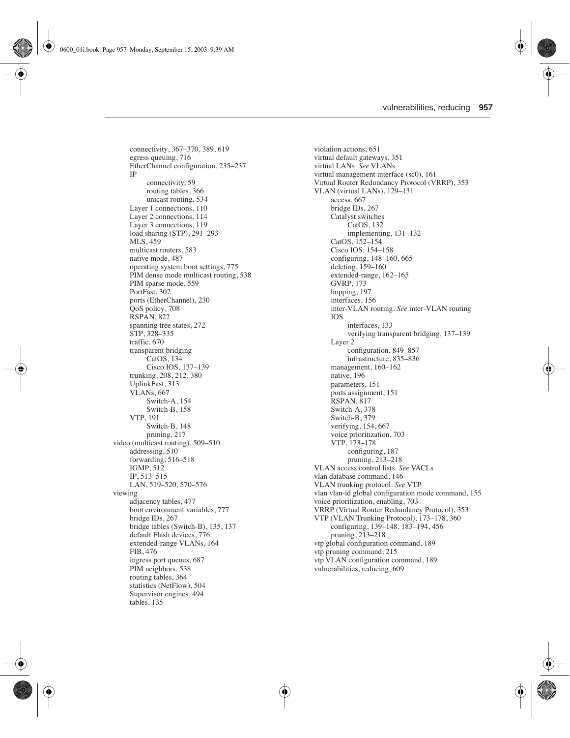connectivity, 367–370, 389, 619
  egress queuing, 716
  EtherChannel configuration, 235–237
  IP
    connectivity, 59
    routing tables, 366
    unicast routing, 534
  Layer 1 connections, 110
  Layer 2 connections, 114
  Layer 3 connections, 119
  load sharing (STP), 291–293
  MLS, 459
  multicast routers, 583
  native mode, 487
  operating system boot settings, 775
  PIM dense mode multicast routing, 538
  PIM sparse mode, 559
  PortFast, 302
  ports (EtherChannel), 230
  QoS policy, 708
  RSPAN, 822
  spanning tree states, 272
  STP, 328–335
  traffic, 670
  transparent bridging
    CatOS, 134
    Cisco IOS, 137–139
  trunking, 208, 212, 380
  UplinkFast, 313
  VLANs, 667
    Switch-A, 154
    Switch-B, 158
  VTP, 191
    Switch-B, 148
    pruning, 217

video (multicast routing), 509–510
  addressing, 510
  forwarding, 516–518
  IGMP, 512
  IP, 513–515
  LAN, 519–520, 570–576

viewing
  adjacency tables, 477
  boot environment variables, 777
  bridge IDs, 267
  bridge tables (Switch-B), 135, 137
  default Flash devices, 776
  extended-range VLANs, 164
  FIB, 476
  ingress port queues, 687
  PIM neighbors, 538
  routing tables, 364
  statistics (NetFlow), 504
  Supervisor engines, 494
  tables, 135

violation actions, 651
virtual default gateways, 351
virtual LANs. *See* VLANs
virtual management interface (sc0), 161
Virtual Router Redundancy Protocol (VRRP), 353
VLAN (virtual LANs), 129–131
  access, 667
  bridge IDs, 267
  Catalyst switches
    CatOS, 132
    implementing, 131–132
  CatOS, 152–154
  Cisco IOS, 154–158
  configuring, 148–160, 665
  deleting, 159–160
  extended-range, 162–165
  GVRP, 173
  hopping, 197
  interfaces, 156
  inter-VLAN routing. *See* inter-VLAN routing
  IOS
    interfaces, 133
    verifying transparent bridging, 137–139
  Layer 2
    configuration, 849–857
    infrastructure, 835–836
  management, 160–162
  native, 196
  parameters, 151
  ports assignment, 151
  RSPAN, 817
  Switch-A, 378
  Switch-B, 379
  verifying, 154, 667
  voice prioritization, 703
  VTP, 173–178
    configuring, 187
    pruning, 213–218
VLAN access control lists. *See* VACLs
vlan database command, 146
VLAN trunking protocol. *See* VTP
vlan vlan-id global configuration mode command, 155
voice prioritization, enabling, 703
VRRP (Virtual Router Redundancy Protocol), 353
VTP (VLAN Trunking Protocol), 173–178, 360
  configuring, 139–148, 183–194, 456
  pruning, 213–218
vtp global configuration command, 189
vtp pruning command, 215
vtp VLAN configuration command, 189
vulnerabilities, reducing, 609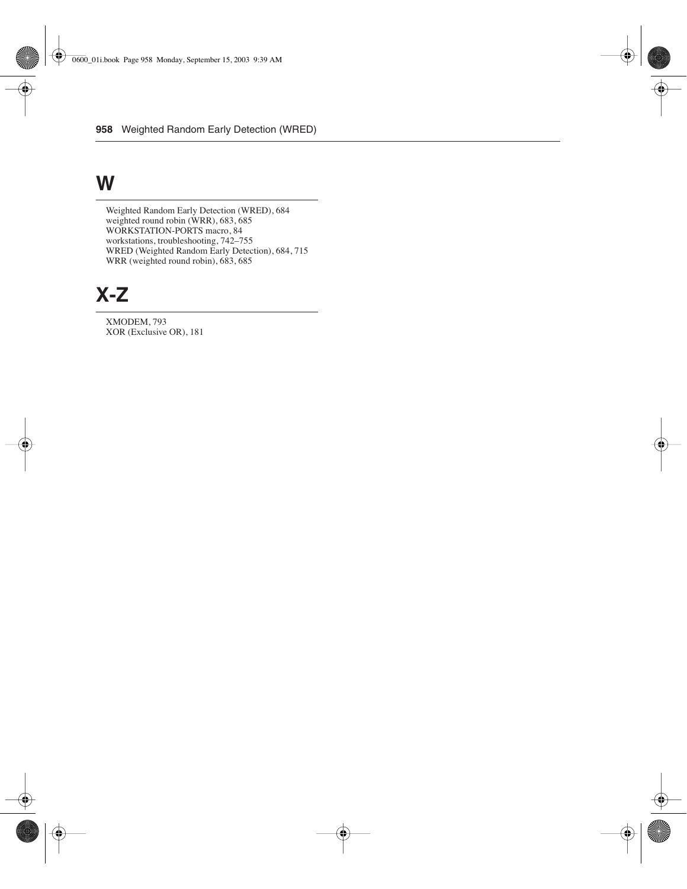## W

Weighted Random Early Detection (WRED), 684
weighted round robin (WRR), 683, 685
WORKSTATION-PORTS macro, 84
workstations, troubleshooting, 742–755
WRED (Weighted Random Early Detection), 684, 715
WRR (weighted round robin), 683, 685

## X-Z

XMODEM, 793
XOR (Exclusive OR), 181